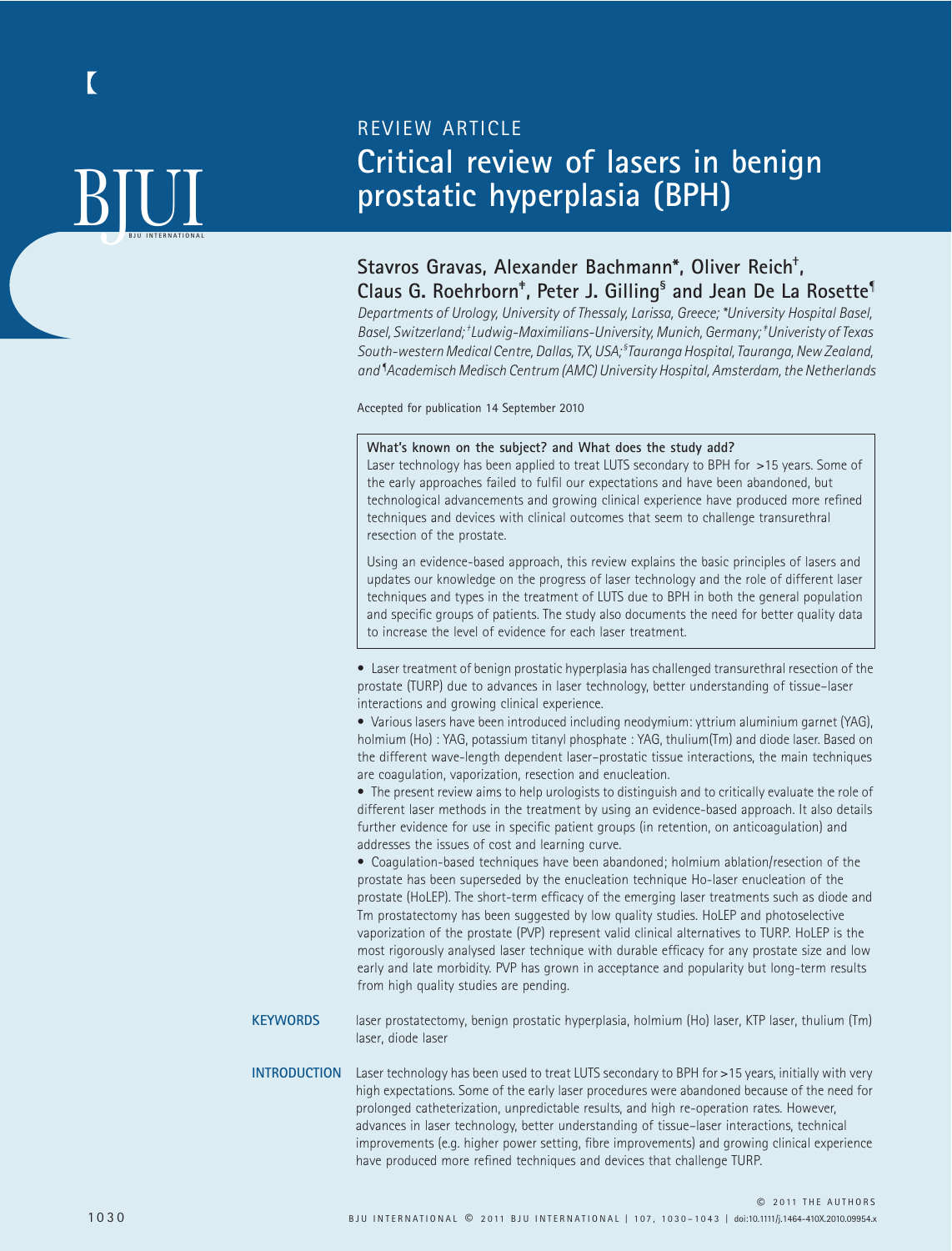REVIEW ARTICLE

# Critical review of lasers in benign prostatic hyperplasia (BPH)

**Stavros Gravas, Alexander Bachmann*, Oliver Reich†, Claus G. Roehrborn‡, Peter J. Gilling§ and Jean De La Rosette¶**

*Departments of Urology, University of Thessaly, Larissa, Greece; *University Hospital Basel, Basel, Switzerland; †Ludwig-Maximilians-University, Munich, Germany; ‡Univeristy of Texas South-western Medical Centre, Dallas, TX, USA; §Tauranga Hospital, Tauranga, New Zealand, and ¶Academisch Medisch Centrum (AMC) University Hospital, Amsterdam, the Netherlands*

Accepted for publication 14 September 2010

**What's known on the subject? and What does the study add?**

Laser technology has been applied to treat LUTS secondary to BPH for >15 years. Some of the early approaches failed to fulfil our expectations and have been abandoned, but technological advancements and growing clinical experience have produced more refined techniques and devices with clinical outcomes that seem to challenge transurethral resection of the prostate.

Using an evidence-based approach, this review explains the basic principles of lasers and updates our knowledge on the progress of laser technology and the role of different laser techniques and types in the treatment of LUTS due to BPH in both the general population and specific groups of patients. The study also documents the need for better quality data to increase the level of evidence for each laser treatment.

- Laser treatment of benign prostatic hyperplasia has challenged transurethral resection of the prostate (TURP) due to advances in laser technology, better understanding of tissue–laser interactions and growing clinical experience.
- Various lasers have been introduced including neodymium: yttrium aluminium garnet (YAG), holmium (Ho) : YAG, potassium titanyl phosphate : YAG, thulium(Tm) and diode laser. Based on the different wave-length dependent laser–prostatic tissue interactions, the main techniques are coagulation, vaporization, resection and enucleation.
- The present review aims to help urologists to distinguish and to critically evaluate the role of different laser methods in the treatment by using an evidence-based approach. It also details further evidence for use in specific patient groups (in retention, on anticoagulation) and addresses the issues of cost and learning curve.
- Coagulation-based techniques have been abandoned; holmium ablation/resection of the prostate has been superseded by the enucleation technique Ho-laser enucleation of the prostate (HoLEP). The short-term efficacy of the emerging laser treatments such as diode and Tm prostatectomy has been suggested by low quality studies. HoLEP and photoselective vaporization of the prostate (PVP) represent valid clinical alternatives to TURP. HoLEP is the most rigorously analysed laser technique with durable efficacy for any prostate size and low early and late morbidity. PVP has grown in acceptance and popularity but long-term results from high quality studies are pending.

**KEYWORDS**

laser prostatectomy, benign prostatic hyperplasia, holmium (Ho) laser, KTP laser, thulium (Tm) laser, diode laser

## INTRODUCTION

Laser technology has been used to treat LUTS secondary to BPH for >15 years, initially with very high expectations. Some of the early laser procedures were abandoned because of the need for prolonged catheterization, unpredictable results, and high re-operation rates. However, advances in laser technology, better understanding of tissue–laser interactions, technical improvements (e.g. higher power setting, fibre improvements) and growing clinical experience have produced more refined techniques and devices that challenge TURP.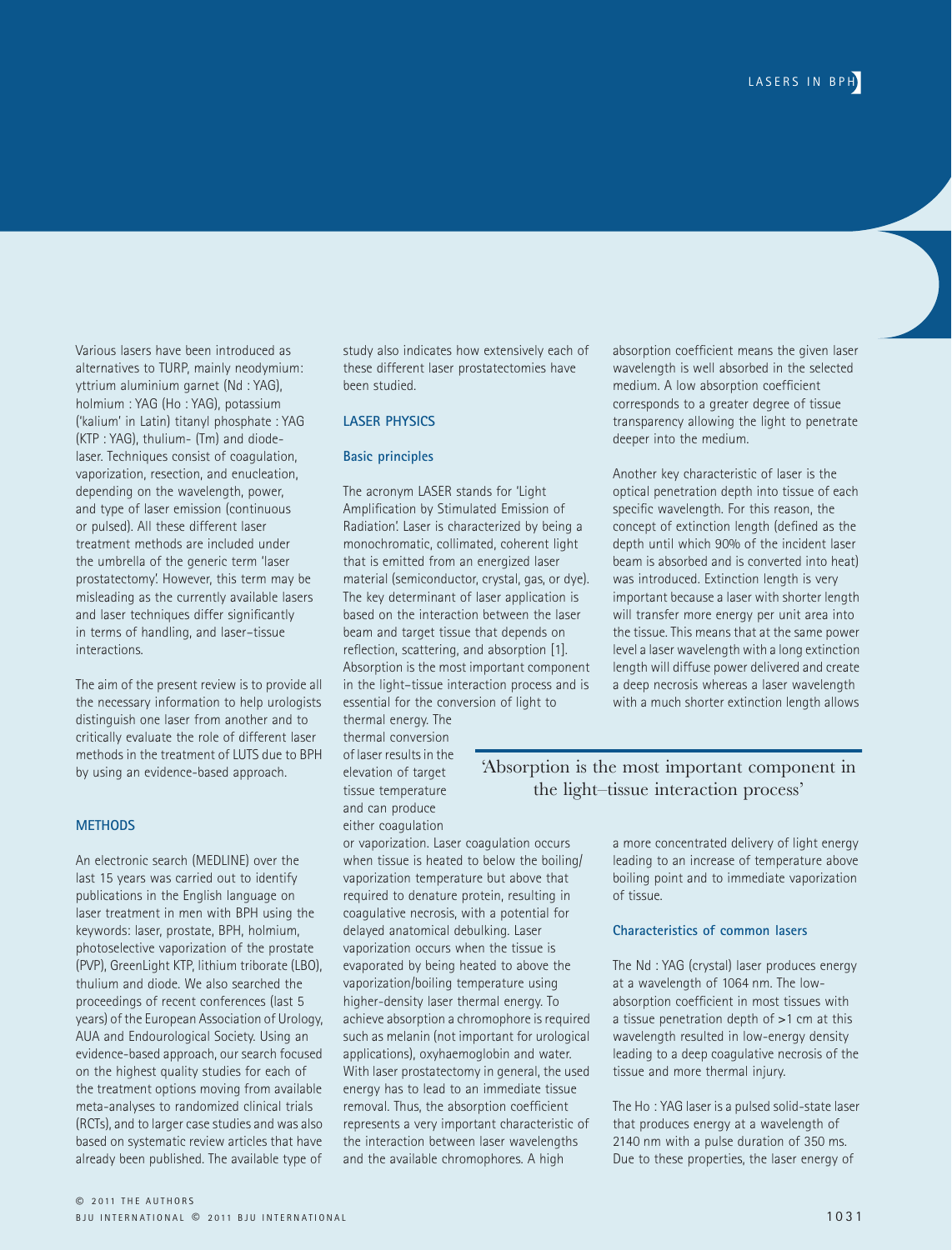Various lasers have been introduced as alternatives to TURP, mainly neodymium: yttrium aluminium garnet (Nd : YAG), holmium : YAG (Ho : YAG), potassium ('kalium' in Latin) titanyl phosphate : YAG (KTP : YAG), thulium- (Tm) and diode-laser. Techniques consist of coagulation, vaporization, resection, and enucleation, depending on the wavelength, power, and type of laser emission (continuous or pulsed). All these different laser treatment methods are included under the umbrella of the generic term 'laser prostatectomy'. However, this term may be misleading as the currently available lasers and laser techniques differ significantly in terms of handling, and laser–tissue interactions.

The aim of the present review is to provide all the necessary information to help urologists distinguish one laser from another and to critically evaluate the role of different laser methods in the treatment of LUTS due to BPH by using an evidence-based approach.

## METHODS

An electronic search (MEDLINE) over the last 15 years was carried out to identify publications in the English language on laser treatment in men with BPH using the keywords: laser, prostate, BPH, holmium, photoselective vaporization of the prostate (PVP), GreenLight KTP, lithium triborate (LBO), thulium and diode. We also searched the proceedings of recent conferences (last 5 years) of the European Association of Urology, AUA and Endourological Society. Using an evidence-based approach, our search focused on the highest quality studies for each of the treatment options moving from available meta-analyses to randomized clinical trials (RCTs), and to larger case studies and was also based on systematic review articles that have already been published. The available type of study also indicates how extensively each of these different laser prostatectomies have been studied.

## LASER PHYSICS

### Basic principles

The acronym LASER stands for 'Light Amplification by Stimulated Emission of Radiation'. Laser is characterized by being a monochromatic, collimated, coherent light that is emitted from an energized laser material (semiconductor, crystal, gas, or dye). The key determinant of laser application is based on the interaction between the laser beam and target tissue that depends on reflection, scattering, and absorption [1]. Absorption is the most important component in the light–tissue interaction process and is essential for the conversion of light to thermal energy. The thermal conversion of laser results in the elevation of target tissue temperature and can produce either coagulation or vaporization. Laser coagulation occurs when tissue is heated to below the boiling/vaporization temperature but above that required to denature protein, resulting in coagulative necrosis, with a potential for delayed anatomical debulking. Laser vaporization occurs when the tissue is evaporated by being heated to above the vaporization/boiling temperature using higher-density laser thermal energy. To achieve absorption a chromophore is required such as melanin (not important for urological applications), oxyhaemoglobin and water. With laser prostatectomy in general, the used energy has to lead to an immediate tissue removal. Thus, the absorption coefficient represents a very important characteristic of the interaction between laser wavelengths and the available chromophores. A high absorption coefficient means the given laser wavelength is well absorbed in the selected medium. A low absorption coefficient corresponds to a greater degree of tissue transparency allowing the light to penetrate deeper into the medium.

> 'Absorption is the most important component in the light–tissue interaction process'

Another key characteristic of laser is the optical penetration depth into tissue of each specific wavelength. For this reason, the concept of extinction length (defined as the depth until which 90% of the incident laser beam is absorbed and is converted into heat) was introduced. Extinction length is very important because a laser with shorter length will transfer more energy per unit area into the tissue. This means that at the same power level a laser wavelength with a long extinction length will diffuse power delivered and create a deep necrosis whereas a laser wavelength with a much shorter extinction length allows a more concentrated delivery of light energy leading to an increase of temperature above boiling point and to immediate vaporization of tissue.

### Characteristics of common lasers

The Nd : YAG (crystal) laser produces energy at a wavelength of 1064 nm. The low-absorption coefficient in most tissues with a tissue penetration depth of >1 cm at this wavelength resulted in low-energy density leading to a deep coagulative necrosis of the tissue and more thermal injury.

The Ho : YAG laser is a pulsed solid-state laser that produces energy at a wavelength of 2140 nm with a pulse duration of 350 ms. Due to these properties, the laser energy of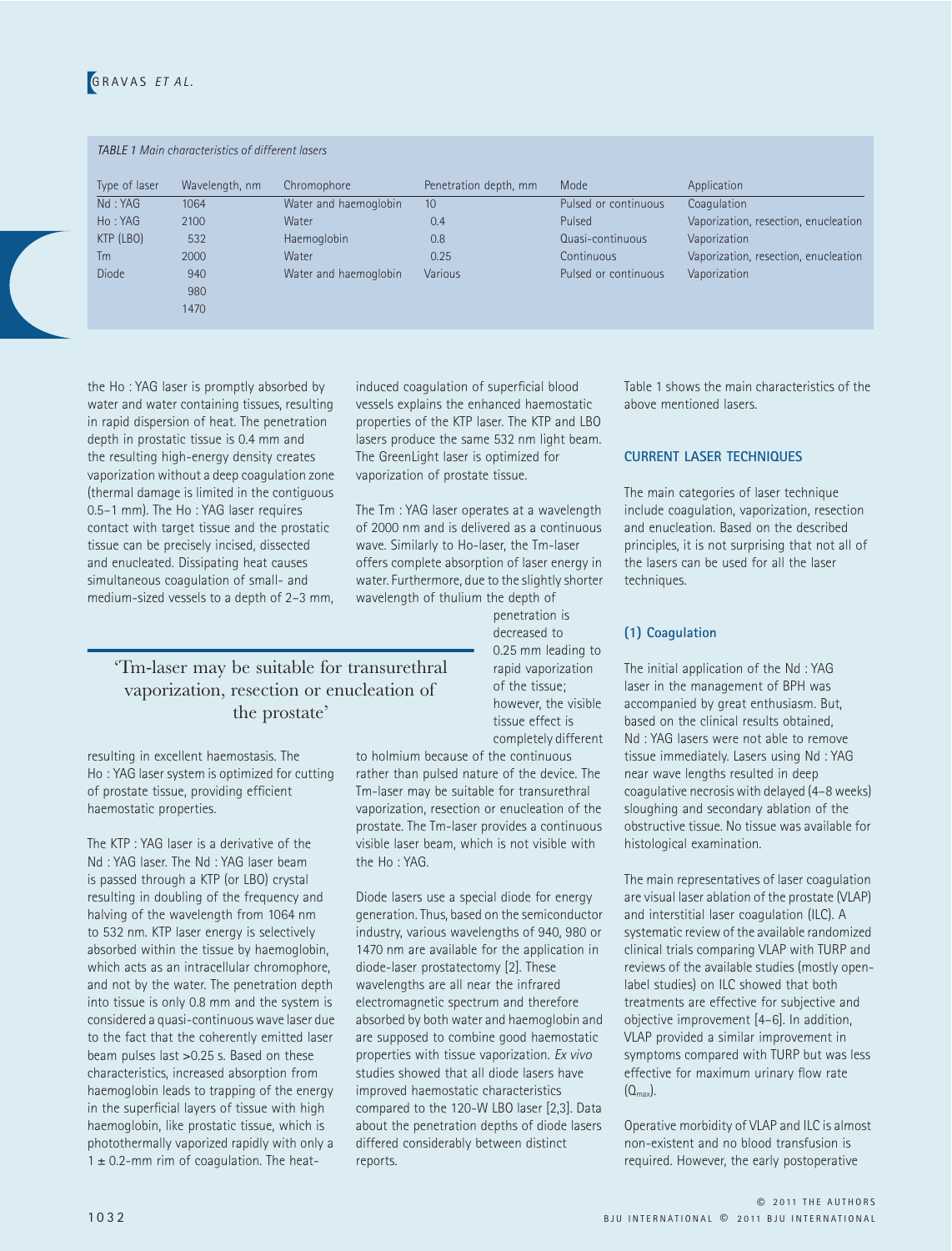*TABLE 1 Main characteristics of different lasers*

| Type of laser | Wavelength, nm | Chromophore | Penetration depth, mm | Mode | Application |
|---|---|---|---|---|---|
| Nd : YAG | 1064 | Water and haemoglobin | 10 | Pulsed or continuous | Coagulation |
| Ho : YAG | 2100 | Water | 0.4 | Pulsed | Vaporization, resection, enucleation |
| KTP (LBO) | 532 | Haemoglobin | 0.8 | Quasi-continuous | Vaporization |
| Tm | 2000 | Water | 0.25 | Continuous | Vaporization, resection, enucleation |
| Diode | 940 980 1470 | Water and haemoglobin | Various | Pulsed or continuous | Vaporization |

the Ho : YAG laser is promptly absorbed by water and water containing tissues, resulting in rapid dispersion of heat. The penetration depth in prostatic tissue is 0.4 mm and the resulting high-energy density creates vaporization without a deep coagulation zone (thermal damage is limited in the contiguous 0.5–1 mm). The Ho : YAG laser requires contact with target tissue and the prostatic tissue can be precisely incised, dissected and enucleated. Dissipating heat causes simultaneous coagulation of small- and medium-sized vessels to a depth of 2–3 mm, resulting in excellent haemostasis. The Ho : YAG laser system is optimized for cutting of prostate tissue, providing efficient haemostatic properties.

The KTP : YAG laser is a derivative of the Nd : YAG laser. The Nd : YAG laser beam is passed through a KTP (or LBO) crystal resulting in doubling of the frequency and halving of the wavelength from 1064 nm to 532 nm. KTP laser energy is selectively absorbed within the tissue by haemoglobin, which acts as an intracellular chromophore, and not by the water. The penetration depth into tissue is only 0.8 mm and the system is considered a quasi-continuous wave laser due to the fact that the coherently emitted laser beam pulses last >0.25 s. Based on these characteristics, increased absorption from haemoglobin leads to trapping of the energy in the superficial layers of tissue with high haemoglobin, like prostatic tissue, which is photothermally vaporized rapidly with only a 1 ± 0.2-mm rim of coagulation. The heat-induced coagulation of superficial blood vessels explains the enhanced haemostatic properties of the KTP laser. The KTP and LBO lasers produce the same 532 nm light beam. The GreenLight laser is optimized for vaporization of prostate tissue.

The Tm : YAG laser operates at a wavelength of 2000 nm and is delivered as a continuous wave. Similarly to Ho-laser, the Tm-laser offers complete absorption of laser energy in water. Furthermore, due to the slightly shorter wavelength of thulium the depth of penetration is decreased to 0.25 mm leading to rapid vaporization of the tissue; however, the visible tissue effect is completely different to holmium because of the continuous rather than pulsed nature of the device. The Tm-laser may be suitable for transurethral vaporization, resection or enucleation of the prostate. The Tm-laser provides a continuous visible laser beam, which is not visible with the Ho : YAG.

> 'Tm-laser may be suitable for transurethral vaporization, resection or enucleation of the prostate'

Diode lasers use a special diode for energy generation. Thus, based on the semiconductor industry, various wavelengths of 940, 980 or 1470 nm are available for the application in diode-laser prostatectomy [2]. These wavelengths are all near the infrared electromagnetic spectrum and therefore absorbed by both water and haemoglobin and are supposed to combine good haemostatic properties with tissue vaporization. *Ex vivo* studies showed that all diode lasers have improved haemostatic characteristics compared to the 120-W LBO laser [2,3]. Data about the penetration depths of diode lasers differed considerably between distinct reports.

Table 1 shows the main characteristics of the above mentioned lasers.

## CURRENT LASER TECHNIQUES

The main categories of laser technique include coagulation, vaporization, resection and enucleation. Based on the described principles, it is not surprising that not all of the lasers can be used for all the laser techniques.

### (1) Coagulation

The initial application of the Nd : YAG laser in the management of BPH was accompanied by great enthusiasm. But, based on the clinical results obtained, Nd : YAG lasers were not able to remove tissue immediately. Lasers using Nd : YAG near wave lengths resulted in deep coagulative necrosis with delayed (4–8 weeks) sloughing and secondary ablation of the obstructive tissue. No tissue was available for histological examination.

The main representatives of laser coagulation are visual laser ablation of the prostate (VLAP) and interstitial laser coagulation (ILC). A systematic review of the available randomized clinical trials comparing VLAP with TURP and reviews of the available studies (mostly open-label studies) on ILC showed that both treatments are effective for subjective and objective improvement [4–6]. In addition, VLAP provided a similar improvement in symptoms compared with TURP but was less effective for maximum urinary flow rate ($Q_{max}$).

Operative morbidity of VLAP and ILC is almost non-existent and no blood transfusion is required. However, the early postoperative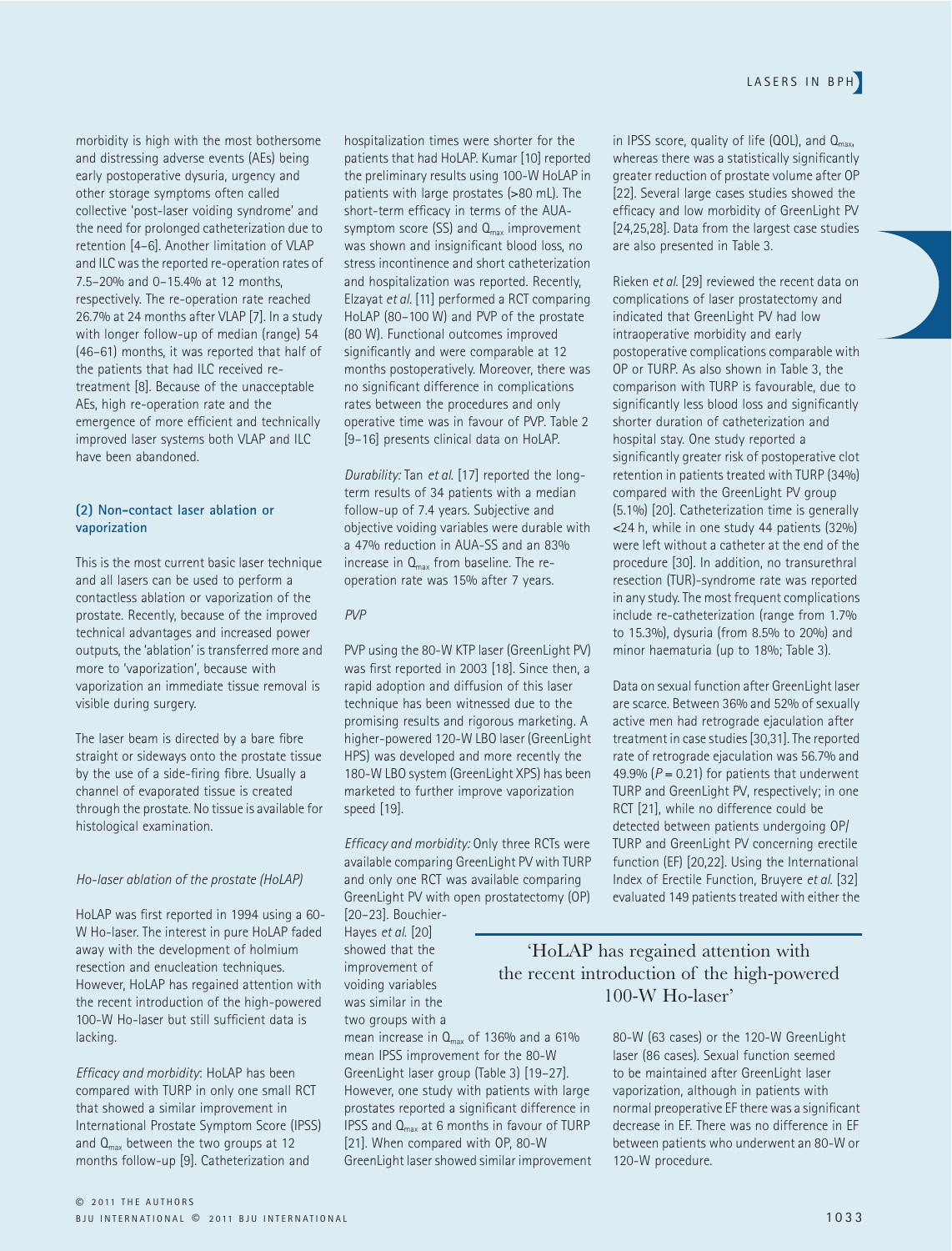morbidity is high with the most bothersome and distressing adverse events (AEs) being early postoperative dysuria, urgency and other storage symptoms often called collective 'post-laser voiding syndrome' and the need for prolonged catheterization due to retention [4–6]. Another limitation of VLAP and ILC was the reported re-operation rates of 7.5–20% and 0–15.4% at 12 months, respectively. The re-operation rate reached 26.7% at 24 months after VLAP [7]. In a study with longer follow-up of median (range) 54 (46–61) months, it was reported that half of the patients that had ILC received re-treatment [8]. Because of the unacceptable AEs, high re-operation rate and the emergence of more efficient and technically improved laser systems both VLAP and ILC have been abandoned.

### (2) Non-contact laser ablation or vaporization

This is the most current basic laser technique and all lasers can be used to perform a contactless ablation or vaporization of the prostate. Recently, because of the improved technical advantages and increased power outputs, the 'ablation' is transferred more and more to 'vaporization', because with vaporization an immediate tissue removal is visible during surgery.

The laser beam is directed by a bare fibre straight or sideways onto the prostate tissue by the use of a side-firing fibre. Usually a channel of evaporated tissue is created through the prostate. No tissue is available for histological examination.

#### *Ho-laser ablation of the prostate (HoLAP)*

HoLAP was first reported in 1994 using a 60-W Ho-laser. The interest in pure HoLAP faded away with the development of holmium resection and enucleation techniques. However, HoLAP has regained attention with the recent introduction of the high-powered 100-W Ho-laser but still sufficient data is lacking.

*Efficacy and morbidity*: HoLAP has been compared with TURP in only one small RCT that showed a similar improvement in International Prostate Symptom Score (IPSS) and $Q_{max}$ between the two groups at 12 months follow-up [9]. Catheterization and hospitalization times were shorter for the patients that had HoLAP. Kumar [10] reported the preliminary results using 100-W HoLAP in patients with large prostates (>80 mL). The short-term efficacy in terms of the AUA-symptom score (SS) and $Q_{max}$ improvement was shown and insignificant blood loss, no stress incontinence and short catheterization and hospitalization was reported. Recently, Elzayat *et al.* [11] performed a RCT comparing HoLAP (80–100 W) and PVP of the prostate (80 W). Functional outcomes improved significantly and were comparable at 12 months postoperatively. Moreover, there was no significant difference in complications rates between the procedures and only operative time was in favour of PVP. Table 2 [9–16] presents clinical data on HoLAP.

*Durability:* Tan *et al.* [17] reported the long-term results of 34 patients with a median follow-up of 7.4 years. Subjective and objective voiding variables were durable with a 47% reduction in AUA-SS and an 83% increase in $Q_{max}$ from baseline. The re-operation rate was 15% after 7 years.

#### *PVP*

PVP using the 80-W KTP laser (GreenLight PV) was first reported in 2003 [18]. Since then, a rapid adoption and diffusion of this laser technique has been witnessed due to the promising results and rigorous marketing. A higher-powered 120-W LBO laser (GreenLight HPS) was developed and more recently the 180-W LBO system (GreenLight XPS) has been marketed to further improve vaporization speed [19].

*Efficacy and morbidity:* Only three RCTs were available comparing GreenLight PV with TURP and only one RCT was available comparing GreenLight PV with open prostatectomy (OP) [20–23]. Bouchier-Hayes *et al.* [20] showed that the improvement of voiding variables was similar in the two groups with a mean increase in $Q_{max}$ of 136% and a 61% mean IPSS improvement for the 80-W GreenLight laser group (Table 3) [19–27]. However, one study with patients with large prostates reported a significant difference in IPSS and $Q_{max}$ at 6 months in favour of TURP [21]. When compared with OP, 80-W GreenLight laser showed similar improvement in IPSS score, quality of life (QOL), and $Q_{max}$, whereas there was a statistically significantly greater reduction of prostate volume after OP [22]. Several large cases studies showed the efficacy and low morbidity of GreenLight PV [24,25,28]. Data from the largest case studies are also presented in Table 3.

Rieken *et al.* [29] reviewed the recent data on complications of laser prostatectomy and indicated that GreenLight PV had low intraoperative morbidity and early postoperative complications comparable with OP or TURP. As also shown in Table 3, the comparison with TURP is favourable, due to significantly less blood loss and significantly shorter duration of catheterization and hospital stay. One study reported a significantly greater risk of postoperative clot retention in patients treated with TURP (34%) compared with the GreenLight PV group (5.1%) [20]. Catheterization time is generally <24 h, while in one study 44 patients (32%) were left without a catheter at the end of the procedure [30]. In addition, no transurethral resection (TUR)-syndrome rate was reported in any study. The most frequent complications include re-catheterization (range from 1.7% to 15.3%), dysuria (from 8.5% to 20%) and minor haematuria (up to 18%; Table 3).

Data on sexual function after GreenLight laser are scarce. Between 36% and 52% of sexually active men had retrograde ejaculation after treatment in case studies [30,31]. The reported rate of retrograde ejaculation was 56.7% and 49.9% ($P = 0.21$) for patients that underwent TURP and GreenLight PV, respectively; in one RCT [21], while no difference could be detected between patients undergoing OP/TURP and GreenLight PV concerning erectile function (EF) [20,22]. Using the International Index of Erectile Function, Bruyere *et al.* [32] evaluated 149 patients treated with either the 80-W (63 cases) or the 120-W GreenLight laser (86 cases). Sexual function seemed to be maintained after GreenLight laser vaporization, although in patients with normal preoperative EF there was a significant decrease in EF. There was no difference in EF between patients who underwent an 80-W or 120-W procedure.

> 'HoLAP has regained attention with the recent introduction of the high-powered 100-W Ho-laser'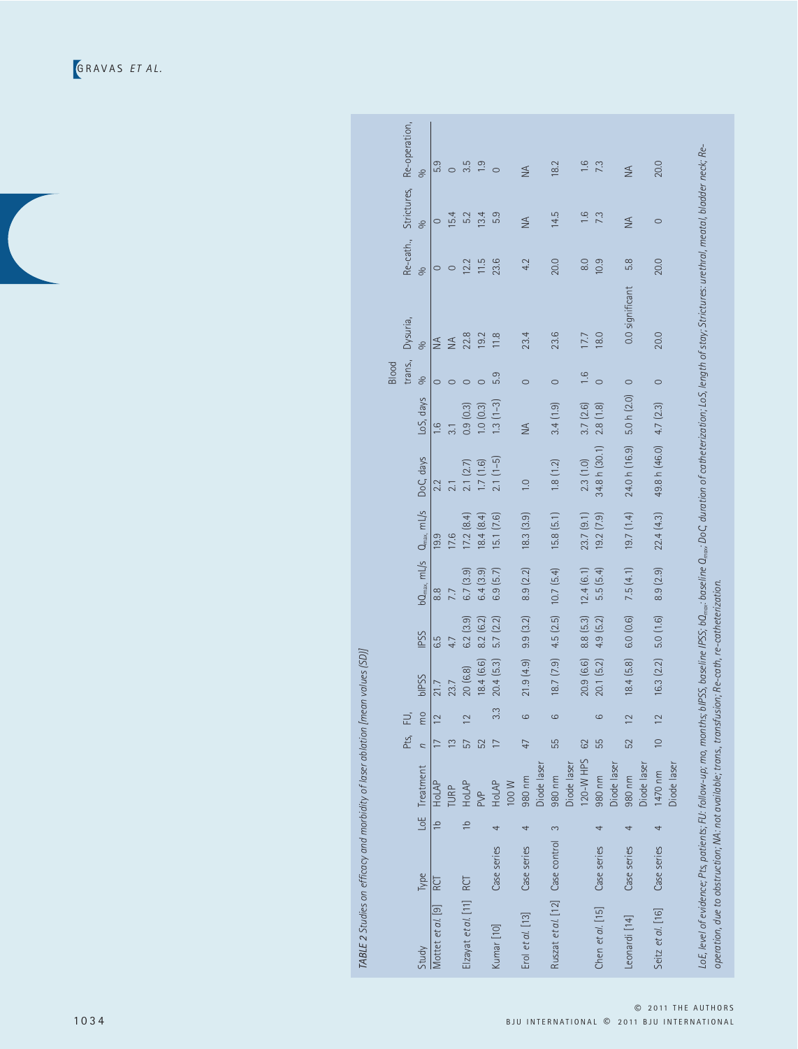TABLE 2 Studies on efficacy and morbidity of laser ablation [mean values (SD)]

| Study | Type | LoE | Treatment | Pts, n | FU, mo | bIPSS | IPSS | $bQ_{max}$, mL/s | $Q_{max}$, mL/s | DoC, days | LoS, days | Blood trans., % | Dysuria, % | Re-cath., % | Strictures, % | Re-operation, % |
|---|---|---|---|---|---|---|---|---|---|---|---|---|---|---|---|---|
| Mottet *et al.* [9] | RCT | 1b | HoLAP | 17 | 12 | 21.7 | 6.5 | 8.8 | 19.9 | 2.2 | 1.6 | 0 | NA | 0 | 0 | 5.9 |
| | | | TURP | 13 | | 23.7 | 4.7 | 7.7 | 17.6 | 2.1 | 3.1 | 0 | NA | 0 | 15.4 | 0 |
| Elzayat *et al.* [11] | RCT | 1b | HoLAP | 57 | 12 | 20 (6.8) | 6.2 (3.9) | 6.7 (3.9) | 17.2 (8.4) | 2.1 (2.7) | 0.9 (0.3) | 0 | 22.8 | 12.2 | 5.2 | 3.5 |
| | | | PVP | 52 | | 18.4 (6.6) | 8.2 (6.2) | 6.4 (3.9) | 18.4 (8.4) | 1.7 (1.6) | 1.0 (0.3) | 0 | 19.2 | 11.5 | 13.4 | 1.9 |
| Kumar [10] | Case series | 4 | HoLAP 100 W | 17 | 3.3 | 20.4 (5.3) | 5.7 (2.2) | 6.9 (5.7) | 15.1 (7.6) | 2.1 (1–5) | 1.3 (1–3) | 5.9 | 11.8 | 23.6 | 5.9 | 0 |
| Erol *et al.* [13] | Case series | 4 | 980 nm Diode laser | 47 | 6 | 21.9 (4.9) | 9.9 (3.2) | 8.9 (2.2) | 18.3 (3.9) | 1.0 | NA | 0 | 23.4 | 4.2 | NA | NA |
| Ruszat *et al.* [12] | Case control | 3 | 980 nm Diode laser | 55 | 6 | 18.7 (7.9) | 4.5 (2.5) | 10.7 (5.4) | 15.8 (5.1) | 1.8 (1.2) | 3.4 (1.9) | 0 | 23.6 | 20.0 | 14.5 | 18.2 |
| | | | 120-W HPS | 62 | | 20.9 (6.6) | 8.8 (5.3) | 12.4 (6.1) | 23.7 (9.1) | 2.3 (1.0) | 3.7 (2.6) | 1.6 | 17.7 | 8.0 | 1.6 | 1.6 |
| Chen *et al.* [15] | Case series | 4 | 980 nm Diode laser | 55 | 6 | 20.1 (5.2) | 4.9 (5.2) | 5.5 (5.4) | 19.2 (7.9) | 34.8 h (30.1) | 2.8 (1.8) | 0 | 18.0 | 10.9 | 7.3 | 7.3 |
| Leonardi [14] | Case series | 4 | 980 nm Diode laser | 52 | 12 | 18.4 (5.8) | 6.0 (0.6) | 7.5 (4.1) | 19.7 (1.4) | 24.0 h (16.9) | 5.0 h (2.0) | 0 | 0.0 significant | 5.8 | NA | NA |
| Seitz *et al.* [16] | Case series | 4 | 1470 nm Diode laser | 10 | 12 | 16.3 (2.2) | 5.0 (1.6) | 8.9 (2.9) | 22.4 (4.3) | 49.8 h (46.0) | 4.7 (2.3) | 0 | 20.0 | 20.0 | 0 | 20.0 |

*LoE, level of evidence; Pts, patients; FU, follow-up; mo, months; bIPSS, baseline IPSS; $bQ_{max}$, baseline $Q_{max}$; DoC, duration of catheterization; LoS, length of stay; Strictures: urethral, meatal, bladder neck; Re-operation, due to obstruction; NA: not available; trans., transfusion; Re-cath, re-catheterization.*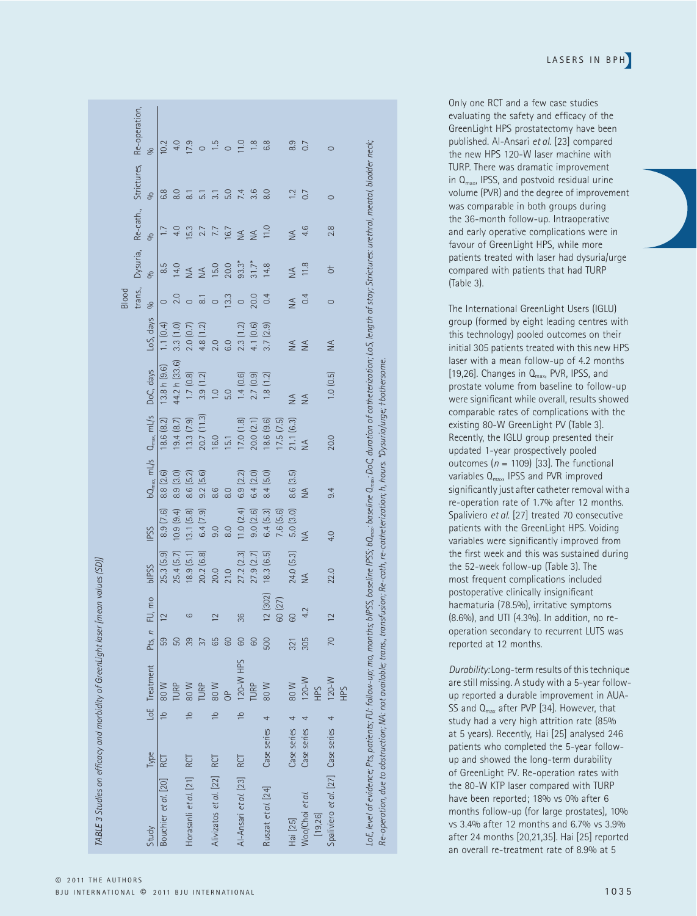TABLE 3 Studies on efficacy and morbidity of GreenLight laser [mean values (SD)]

| Study | Type | LoE | Treatment | Pts, n | FU, mo | bIPSS | IPSS | $bQ_{max}$, mL/s | $Q_{max}$, mL/s | DoC, days | LoS, days | Blood trans., % | Dysuria, % | Re-cath., % | Strictures, % | Re-operation, % |
|---|---|---|---|---|---|---|---|---|---|---|---|---|---|---|---|---|
| Bouchier *et al.* [20] | RCT | 1b | 80 W | 59 | 12 | 25.3 (5.9) | 8.9 (7.6) | 8.8 (2.6) | 18.6 (8.2) | 13.8 h (9.6) | 1.1 (0.4) | 0 | 8.5 | 1.7 | 6.8 | 10.2 |
| | | | TURP | 50 | | 25.4 (5.7) | 10.9 (9.4) | 8.9 (3.0) | 19.4 (8.7) | 44.2 h (33.6) | 3.3 (1.0) | 2.0 | 14.0 | 4.0 | 8.0 | 4.0 |
| Horasanli *et al.* [21] | RCT | 1b | 80 W | 39 | 6 | 18.9 (5.1) | 13.1 (5.8) | 8.6 (5.2) | 13.3 (7.9) | 1.7 (0.8) | 2.0 (0.7) | 0 | NA | 15.3 | 8.1 | 17.9 |
| | | | TURP | 37 | | 20.2 (6.8) | 6.4 (7.9) | 9.2 (5.6) | 20.7 (11.3) | 3.9 (1.2) | 4.8 (1.2) | 8.1 | NA | 2.7 | 5.1 | 0 |
| Alivizatos *et al.* [22] | RCT | 1b | 80 W | 65 | 12 | 20.0 | 9.0 | 8.6 | 16.0 | 1.0 | 2.0 | 0 | 15.0 | 7.7 | 3.1 | 1.5 |
| | | | OP | 60 | | 21.0 | 8.0 | 8.0 | 15.1 | 5.0 | 6.0 | 13.3 | 20.0 | 16.7 | 5.0 | 0 |
| Al-Ansari *et al.* [23] | RCT | 1b | 120-W HPS | 60 | 36 | 27.2 (2.3) | 11.0 (2.4) | 6.9 (2.2) | 17.0 (1.8) | 1.4 (0.6) | 2.3 (1.2) | 0 | 93.3* | NA | 7.4 | 11.0 |
| | | | TURP | 60 | | 27.9 (2.7) | 9.0 (2.6) | 6.4 (2.0) | 20.0 (2.1) | 2.7 (0.9) | 4.1 (0.6) | 20.0 | 31.7* | NA | 3.6 | 1.8 |
| Ruszat *et al.* [24] | Case series | 4 | 80 W | 500 | 12 (302) 60 (27) | 18.3 (6.5) | 6.4 (5.3) 7.6 (5.6) | 8.4 (5.0) | 18.6 (9.6) 17.5 (7.5) | 1.8 (1.2) | 3.7 (2.9) | 0.4 | 14.8 | 11.0 | 8.0 | 6.8 |
| Hai [25] | Case series | 4 | 80 W | 321 | 60 | 24.0 (5.3) | 5.0 (3.0) | 8.6 (3.5) | 21.1 (6.3) | NA | NA | NA | NA | NA | 1.2 | 8.9 |
| Woo/Choi *et al.* [19,26] | Case series | 4 | 120-W HPS | 305 | 4.2 | NA | NA | NA | NA | NA | NA | 0.4 | 11.8 | 4.6 | 0.7 | 0.7 |
| Spaliviero *et al.* [27] | Case series | 4 | 120-W HPS | 70 | 12 | 22.0 | 4.0 | 9.4 | 20.0 | 1.0 (0.5) | NA | 0 | 0† | 2.8 | 0 | 0 |

*LoE, level of evidence; Pts, patients; FU, follow-up; mo, months; bIPSS, baseline IPSS; $bQ_{max}$, baseline $Q_{max}$; DoC, duration of catheterization; LoS, length of stay; Strictures: urethral, meatal, bladder neck; Re-operation, due to obstruction; NA: not available; trans., transfusion; Re-cath, re-catheterization; h, hours. \*Dysuria/urge; †bothersome.*

Only one RCT and a few case studies evaluating the safety and efficacy of the GreenLight HPS prostatectomy have been published. Al-Ansari *et al.* [23] compared the new HPS 120-W laser machine with TURP. There was dramatic improvement in $Q_{max}$, IPSS, and postvoid residual urine volume (PVR) and the degree of improvement was comparable in both groups during the 36-month follow-up. Intraoperative and early operative complications were in favour of GreenLight HPS, while more patients treated with laser had dysuria/urge compared with patients that had TURP (Table 3).

The International GreenLight Users (IGLU) group (formed by eight leading centres with this technology) pooled outcomes on their initial 305 patients treated with this new HPS laser with a mean follow-up of 4.2 months [19,26]. Changes in $Q_{max}$, PVR, IPSS, and prostate volume from baseline to follow-up were significant while overall, results showed comparable rates of complications with the existing 80-W GreenLight PV (Table 3). Recently, the IGLU group presented their updated 1-year prospectively pooled outcomes ($n$ = 1109) [33]. The functional variables $Q_{max}$, IPSS and PVR improved significantly just after catheter removal with a re-operation rate of 1.7% after 12 months. Spaliviero *et al.* [27] treated 70 consecutive patients with the GreenLight HPS. Voiding variables were significantly improved from the first week and this was sustained during the 52-week follow-up (Table 3). The most frequent complications included postoperative clinically insignificant haematuria (78.5%), irritative symptoms (8.6%), and UTI (4.3%). In addition, no re-operation secondary to recurrent LUTS was reported at 12 months.

*Durability:* Long-term results of this technique are still missing. A study with a 5-year follow-up reported a durable improvement in AUA-SS and $Q_{max}$ after PVP [34]. However, that study had a very high attrition rate (85% at 5 years). Recently, Hai [25] analysed 246 patients who completed the 5-year follow-up and showed the long-term durability of GreenLight PV. Re-operation rates with the 80-W KTP laser compared with TURP have been reported; 18% vs 0% after 6 months follow-up (for large prostates), 10% vs 3.4% after 12 months and 6.7% vs 3.9% after 24 months [20,21,35]. Hai [25] reported an overall re-treatment rate of 8.9% at 5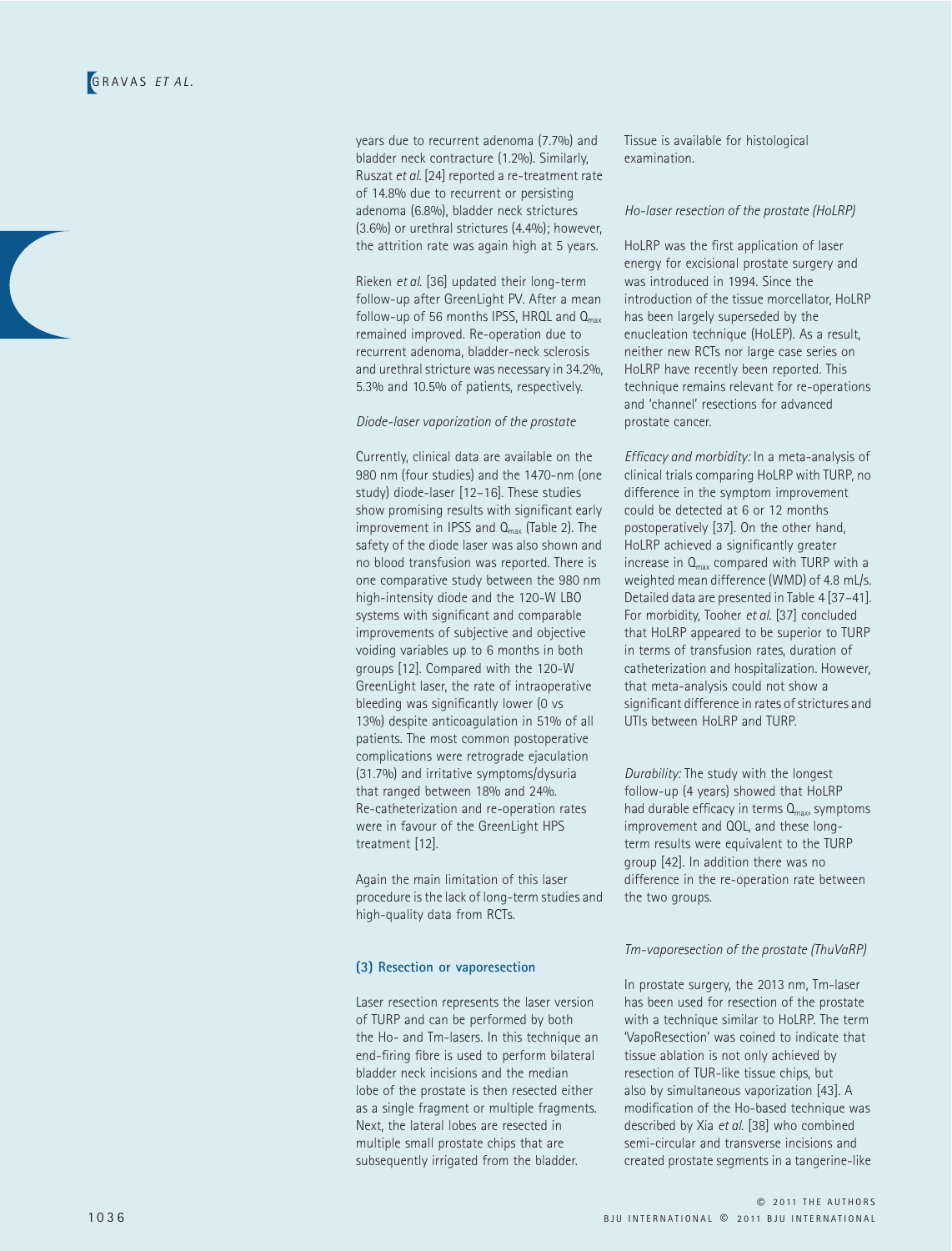years due to recurrent adenoma (7.7%) and bladder neck contracture (1.2%). Similarly, Ruszat *et al.* [24] reported a re-treatment rate of 14.8% due to recurrent or persisting adenoma (6.8%), bladder neck strictures (3.6%) or urethral strictures (4.4%); however, the attrition rate was again high at 5 years.

Rieken *et al.* [36] updated their long-term follow-up after GreenLight PV. After a mean follow-up of 56 months IPSS, HRQL and $Q_{max}$ remained improved. Re-operation due to recurrent adenoma, bladder-neck sclerosis and urethral stricture was necessary in 34.2%, 5.3% and 10.5% of patients, respectively.

*Diode-laser vaporization of the prostate*

Currently, clinical data are available on the 980 nm (four studies) and the 1470-nm (one study) diode-laser [12–16]. These studies show promising results with significant early improvement in IPSS and $Q_{max}$ (Table 2). The safety of the diode laser was also shown and no blood transfusion was reported. There is one comparative study between the 980 nm high-intensity diode and the 120-W LBO systems with significant and comparable improvements of subjective and objective voiding variables up to 6 months in both groups [12]. Compared with the 120-W GreenLight laser, the rate of intraoperative bleeding was significantly lower (0 vs 13%) despite anticoagulation in 51% of all patients. The most common postoperative complications were retrograde ejaculation (31.7%) and irritative symptoms/dysuria that ranged between 18% and 24%. Re-catheterization and re-operation rates were in favour of the GreenLight HPS treatment [12].

Again the main limitation of this laser procedure is the lack of long-term studies and high-quality data from RCTs.

### (3) Resection or vaporesection

Laser resection represents the laser version of TURP and can be performed by both the Ho- and Tm-lasers. In this technique an end-firing fibre is used to perform bilateral bladder neck incisions and the median lobe of the prostate is then resected either as a single fragment or multiple fragments. Next, the lateral lobes are resected in multiple small prostate chips that are subsequently irrigated from the bladder. Tissue is available for histological examination.

*Ho-laser resection of the prostate (HoLRP)*

HoLRP was the first application of laser energy for excisional prostate surgery and was introduced in 1994. Since the introduction of the tissue morcellator, HoLRP has been largely superseded by the enucleation technique (HoLEP). As a result, neither new RCTs nor large case series on HoLRP have recently been reported. This technique remains relevant for re-operations and 'channel' resections for advanced prostate cancer.

*Efficacy and morbidity:* In a meta-analysis of clinical trials comparing HoLRP with TURP, no difference in the symptom improvement could be detected at 6 or 12 months postoperatively [37]. On the other hand, HoLRP achieved a significantly greater increase in $Q_{max}$ compared with TURP with a weighted mean difference (WMD) of 4.8 mL/s. Detailed data are presented in Table 4 [37–41]. For morbidity, Tooher *et al.* [37] concluded that HoLRP appeared to be superior to TURP in terms of transfusion rates, duration of catheterization and hospitalization. However, that meta-analysis could not show a significant difference in rates of strictures and UTIs between HoLRP and TURP.

*Durability:* The study with the longest follow-up (4 years) showed that HoLRP had durable efficacy in terms $Q_{max}$, symptoms improvement and QOL, and these long-term results were equivalent to the TURP group [42]. In addition there was no difference in the re-operation rate between the two groups.

*Tm-vaporesection of the prostate (ThuVaRP)*

In prostate surgery, the 2013 nm, Tm-laser has been used for resection of the prostate with a technique similar to HoLRP. The term 'VapoResection' was coined to indicate that tissue ablation is not only achieved by resection of TUR-like tissue chips, but also by simultaneous vaporization [43]. A modification of the Ho-based technique was described by Xia *et al.* [38] who combined semi-circular and transverse incisions and created prostate segments in a tangerine-like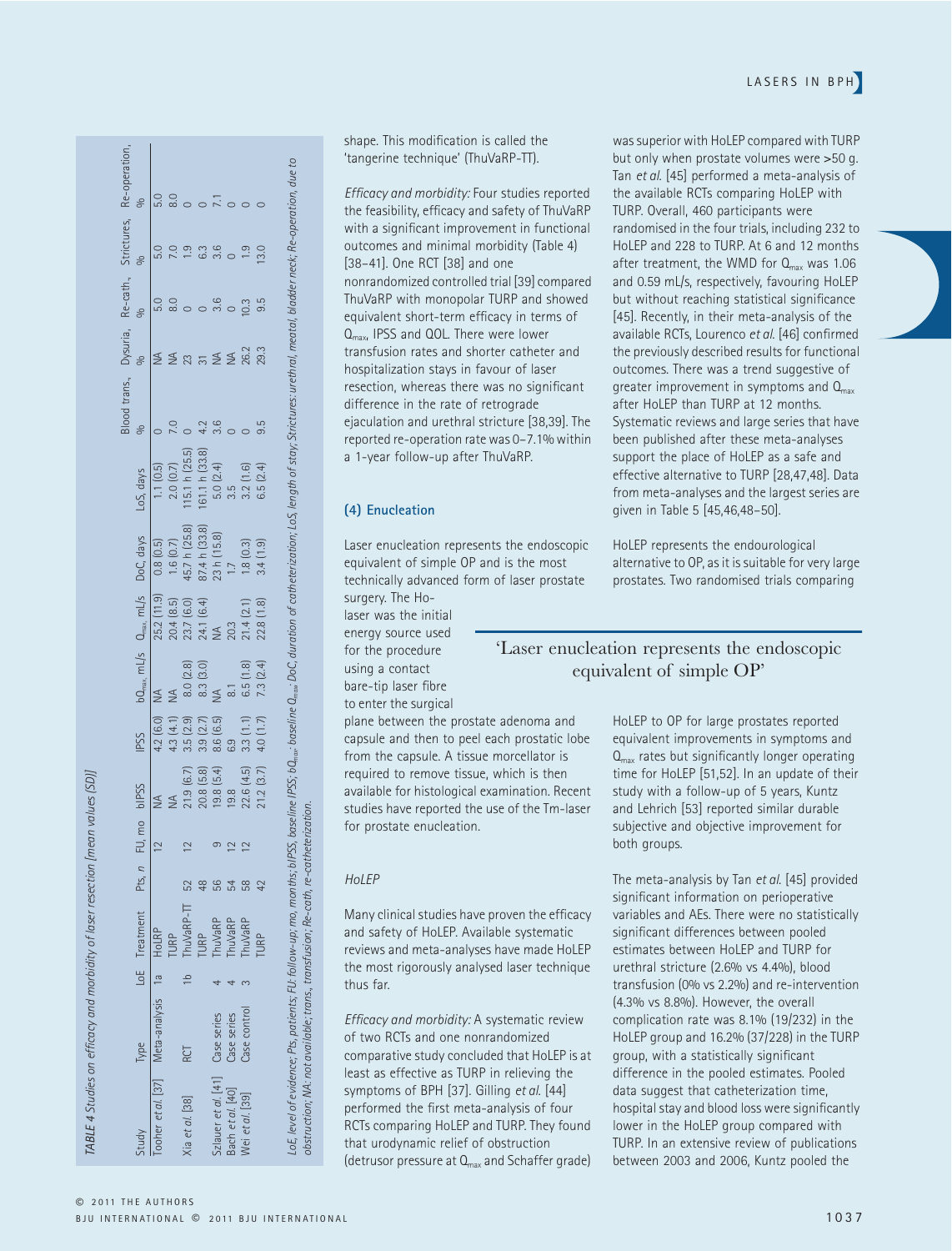TABLE 4 Studies on efficacy and morbidity of laser resection [mean values (SD)]

| Study | Type | LoE | Treatment | Pts, n | FU, mo | bIPSS | IPSS | b$Q_{max}$, mL/s | $Q_{max}$, mL/s | DoC, days | LoS, days | Blood trans., % | Dysuria, % | Re-cath., % | Strictures, % | Re-operation, % |
|---|---|---|---|---|---|---|---|---|---|---|---|---|---|---|---|---|
| Tooher et al. [37] | Meta-analysis | 1a | HoLRP | | 12 | NA | 4.2 (6.0) | NA | 25.2 (11.9) | 0.8 (0.5) | 1.1 (0.5) | 0 | NA | 5.0 | 5.0 | 5.0 |
| | | | TURP | | | NA | 4.3 (4.1) | NA | 20.4 (8.5) | 1.6 (0.7) | 2.0 (0.7) | 7.0 | NA | 8.0 | 7.0 | 8.0 |
| Xia et al. [38] | RCT | 1b | ThuVaRP-TT | 52 | 12 | 21.9 (6.7) | 3.5 (2.9) | 8.0 (2.8) | 23.7 (6.0) | 45.7 h (25.8) | 115.1 h (25.5) | 0 | 23 | 0 | 1.9 | 0 |
| | | | TURP | 48 | | 20.8 (5.8) | 3.9 (2.7) | 8.3 (3.0) | 24.1 (6.4) | 87.4 h (33.8) | 161.1 h (33.8) | 4.2 | 31 | 0 | 6.3 | 0 |
| Szlauer et al. [41] | Case series | 4 | ThuVaRP | 56 | 9 | 19.8 (5.4) | 8.6 (6.5) | NA | NA | 23 h (15.8) | 5.0 (2.4) | 3.6 | NA | 3.6 | 3.6 | 7.1 |
| Bach et al. [40] | Case series | 4 | ThuVaRP | 54 | 12 | 19.8 | 6.9 | 8.1 | 20.3 | 1.7 | 3.5 | 0 | NA | 0 | 0 | 0 |
| Wei et al. [39] | Case control | 3 | ThuVaRP | 58 | 12 | 22.6 (4.5) | 3.3 (1.1) | 6.5 (1.8) | 21.4 (2.1) | 1.8 (0.3) | 3.2 (1.6) | 0 | 26.2 | 10.3 | 1.9 | 0 |
| | | | TURP | 42 | | 21.2 (3.7) | 4.0 (1.7) | 7.3 (2.4) | 22.8 (1.8) | 3.4 (1.9) | 6.5 (2.4) | 9.5 | 29.3 | 9.5 | 13.0 | 0 |

*LoE, level of evidence; Pts, patients; FU, follow-up; mo, months; bIPSS, baseline IPSS; b$Q_{max}$, baseline $Q_{max}$; DoC, duration of catheterization; LoS, length of stay; Strictures: urethral, meatal, bladder neck; Re-operation, due to obstruction; NA: not available; trans., transfusion; Re-cath, re-catheterization.*

shape. This modification is called the 'tangerine technique' (ThuVaRP-TT).

*Efficacy and morbidity:* Four studies reported the feasibility, efficacy and safety of ThuVaRP with a significant improvement in functional outcomes and minimal morbidity (Table 4) [38–41]. One RCT [38] and one nonrandomized controlled trial [39] compared ThuVaRP with monopolar TURP and showed equivalent short-term efficacy in terms of $Q_{max}$, IPSS and QOL. There were lower transfusion rates and shorter catheter and hospitalization stays in favour of laser resection, whereas there was no significant difference in the rate of retrograde ejaculation and urethral stricture [38,39]. The reported re-operation rate was 0–7.1% within a 1-year follow-up after ThuVaRP.

### (4) Enucleation

Laser enucleation represents the endoscopic equivalent of simple OP and is the most technically advanced form of laser prostate surgery. The Ho-laser was the initial energy source used for the procedure using a contact bare-tip laser fibre to enter the surgical plane between the prostate adenoma and capsule and then to peel each prostatic lobe from the capsule. A tissue morcellator is required to remove tissue, which is then available for histological examination. Recent studies have reported the use of the Tm-laser for prostate enucleation.

'Laser enucleation represents the endoscopic equivalent of simple OP'

*HoLEP*

Many clinical studies have proven the efficacy and safety of HoLEP. Available systematic reviews and meta-analyses have made HoLEP the most rigorously analysed laser technique thus far.

*Efficacy and morbidity:* A systematic review of two RCTs and one nonrandomized comparative study concluded that HoLEP is at least as effective as TURP in relieving the symptoms of BPH [37]. Gilling *et al.* [44] performed the first meta-analysis of four RCTs comparing HoLEP and TURP. They found that urodynamic relief of obstruction (detrusor pressure at $Q_{max}$ and Schaffer grade) was superior with HoLEP compared with TURP but only when prostate volumes were >50 g. Tan *et al.* [45] performed a meta-analysis of the available RCTs comparing HoLEP with TURP. Overall, 460 participants were randomised in the four trials, including 232 to HoLEP and 228 to TURP. At 6 and 12 months after treatment, the WMD for $Q_{max}$ was 1.06 and 0.59 mL/s, respectively, favouring HoLEP but without reaching statistical significance [45]. Recently, in their meta-analysis of the available RCTs, Lourenco *et al.* [46] confirmed the previously described results for functional outcomes. There was a trend suggestive of greater improvement in symptoms and $Q_{max}$ after HoLEP than TURP at 12 months. Systematic reviews and large series that have been published after these meta-analyses support the place of HoLEP as a safe and effective alternative to TURP [28,47,48]. Data from meta-analyses and the largest series are given in Table 5 [45,46,48–50].

HoLEP represents the endourological alternative to OP, as it is suitable for very large prostates. Two randomised trials comparing HoLEP to OP for large prostates reported equivalent improvements in symptoms and $Q_{max}$ rates but significantly longer operating time for HoLEP [51,52]. In an update of their study with a follow-up of 5 years, Kuntz and Lehrich [53] reported similar durable subjective and objective improvement for both groups.

The meta-analysis by Tan *et al.* [45] provided significant information on perioperative variables and AEs. There were no statistically significant differences between pooled estimates between HoLEP and TURP for urethral stricture (2.6% vs 4.4%), blood transfusion (0% vs 2.2%) and re-intervention (4.3% vs 8.8%). However, the overall complication rate was 8.1% (19/232) in the HoLEP group and 16.2% (37/228) in the TURP group, with a statistically significant difference in the pooled estimates. Pooled data suggest that catheterization time, hospital stay and blood loss were significantly lower in the HoLEP group compared with TURP. In an extensive review of publications between 2003 and 2006, Kuntz pooled the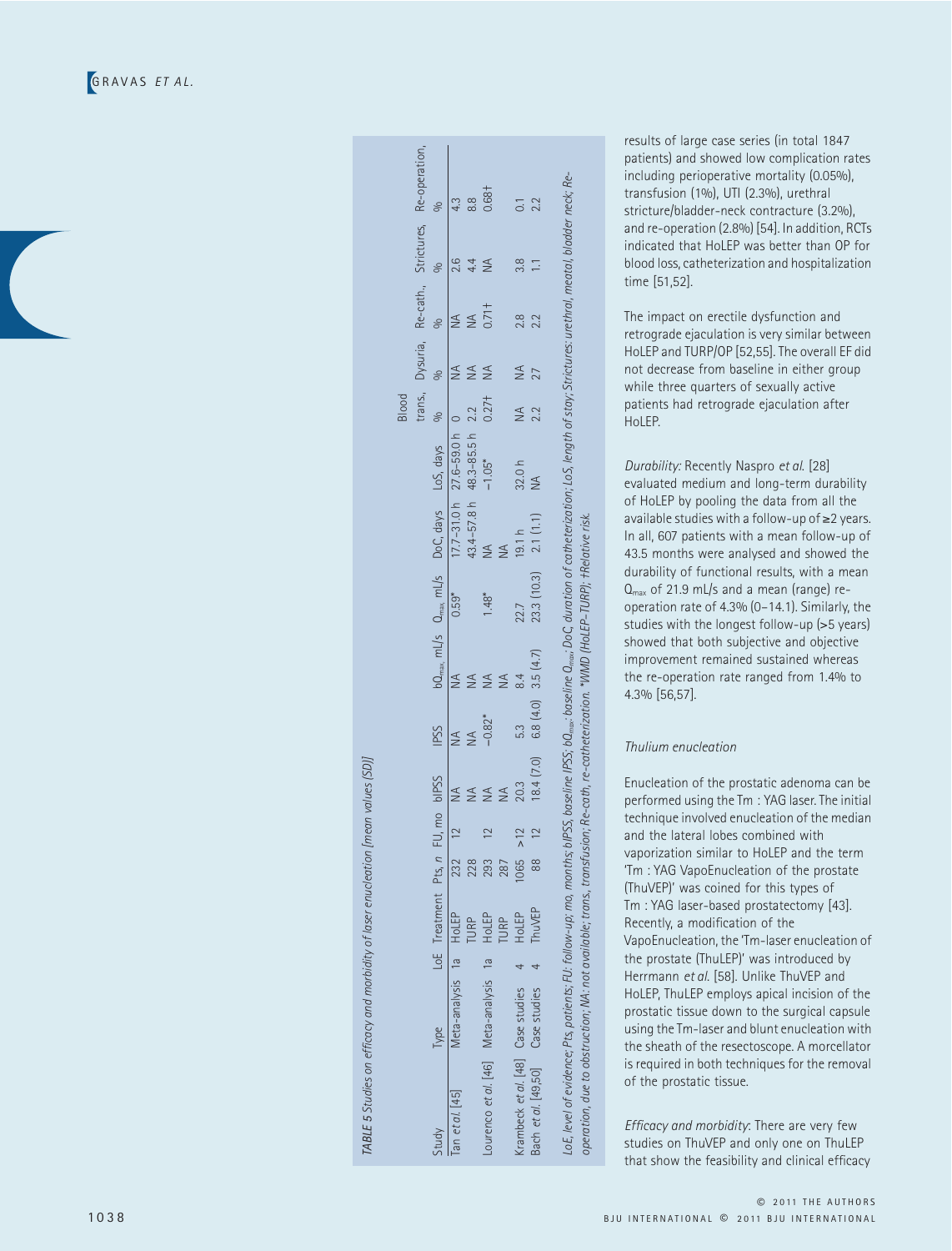TABLE 5 Studies on efficacy and morbidity of laser enucleation [mean values (SD)]

| Study | Type | LoE | Treatment | Pts, *n* | FU, mo | bIPSS | IPSS | $bQ_{max}$, mL/s | $Q_{max}$, mL/s | DoC, days | LoS, days | Blood trans., % | Dysuria, % | Re-cath., % | Strictures, % | Re-operation, % |
|---|---|---|---|---|---|---|---|---|---|---|---|---|---|---|---|---|
| Tan *et al.* [45] | Meta-analysis | 1a | HoLEP | 232 | 12 | NA | NA | NA | 0.59* | 17.7–31.0 h | 27.6–59.0 h | 0 | NA | NA | 2.6 | 4.3 |
| | | | TURP | 228 | | NA | NA | NA | | 43.4–57.8 h | 48.3–85.5 h | 2.2 | NA | NA | 4.4 | 8.8 |
| Lourenco *et al.* [46] | Meta-analysis | 1a | HoLEP | 293 | 12 | NA | −0.82* | NA | 1.48* | NA | −1.05* | 0.27† | NA | 0.71† | NA | 0.68† |
| | | | TURP | 287 | | NA | | NA | | NA | | | | | | |
| Krambeck *et al.* [48] | Case studies | 4 | HoLEP | 1065 | >12 | 20.3 | 5.3 | 8.4 | 22.7 | 19.1 h | 32.0 h | NA | NA | 2.8 | 3.8 | 0.1 |
| Bach *et al.* [49,50] | Case studies | 4 | ThuVEP | 88 | 12 | 18.4 (7.0) | 6.8 (4.0) | 3.5 (4.7) | 23.3 (10.3) | 2.1 (1.1) | NA | 2.2 | 27 | 2.2 | 1.1 | 2.2 |

LoE, level of evidence; Pts, patients; FU: follow-up; mo, months; bIPSS, baseline IPSS; $bQ_{max}$, baseline $Q_{max}$; DoC, duration of catheterization; LoS, length of stay; Strictures: urethral, meatal, bladder neck; Re-operation, due to obstruction; NA: not available; trans., transfusion; Re-cath, re-catheterization. *WMD (HoLEP–TURP); †Relative risk.

results of large case series (in total 1847 patients) and showed low complication rates including perioperative mortality (0.05%), transfusion (1%), UTI (2.3%), urethral stricture/bladder-neck contracture (3.2%), and re-operation (2.8%) [54]. In addition, RCTs indicated that HoLEP was better than OP for blood loss, catheterization and hospitalization time [51,52].

The impact on erectile dysfunction and retrograde ejaculation is very similar between HoLEP and TURP/OP [52,55]. The overall EF did not decrease from baseline in either group while three quarters of sexually active patients had retrograde ejaculation after HoLEP.

*Durability:* Recently Naspro *et al.* [28] evaluated medium and long-term durability of HoLEP by pooling the data from all the available studies with a follow-up of ≥2 years. In all, 607 patients with a mean follow-up of 43.5 months were analysed and showed the durability of functional results, with a mean $Q_{max}$ of 21.9 mL/s and a mean (range) re-operation rate of 4.3% (0–14.1). Similarly, the studies with the longest follow-up (>5 years) showed that both subjective and objective improvement remained sustained whereas the re-operation rate ranged from 1.4% to 4.3% [56,57].

*Thulium enucleation*

Enucleation of the prostatic adenoma can be performed using the Tm : YAG laser. The initial technique involved enucleation of the median and the lateral lobes combined with vaporization similar to HoLEP and the term 'Tm : YAG VapoEnucleation of the prostate (ThuVEP)' was coined for this types of Tm : YAG laser-based prostatectomy [43]. Recently, a modification of the VapoEnucleation, the 'Tm-laser enucleation of the prostate (ThuLEP)' was introduced by Herrmann *et al.* [58]. Unlike ThuVEP and HoLEP, ThuLEP employs apical incision of the prostatic tissue down to the surgical capsule using the Tm-laser and blunt enucleation with the sheath of the resectoscope. A morcellator is required in both techniques for the removal of the prostatic tissue.

*Efficacy and morbidity:* There are very few studies on ThuVEP and only one on ThuLEP that show the feasibility and clinical efficacy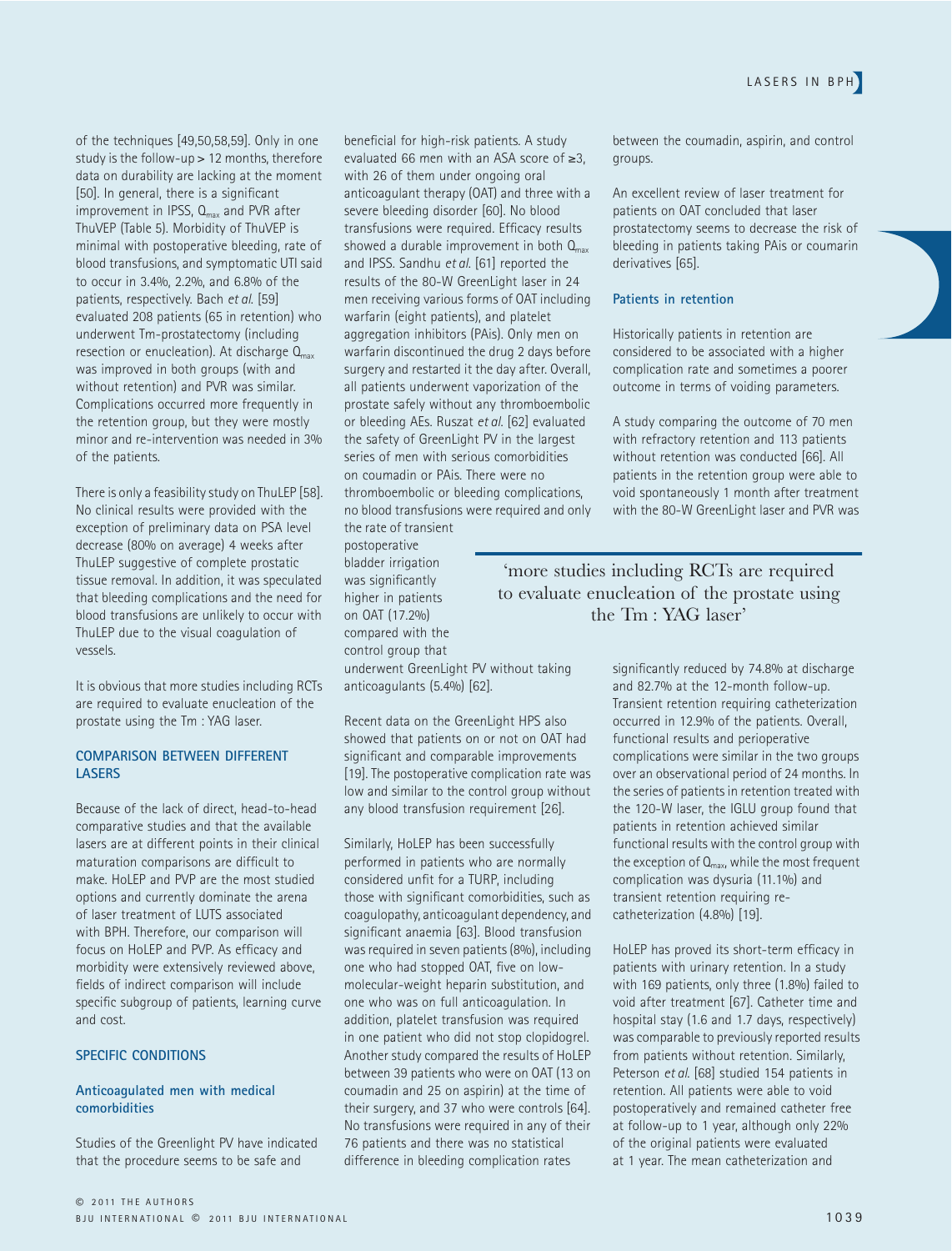of the techniques [49,50,58,59]. Only in one study is the follow-up > 12 months, therefore data on durability are lacking at the moment [50]. In general, there is a significant improvement in IPSS, $Q_{max}$ and PVR after ThuVEP (Table 5). Morbidity of ThuVEP is minimal with postoperative bleeding, rate of blood transfusions, and symptomatic UTI said to occur in 3.4%, 2.2%, and 6.8% of the patients, respectively. Bach *et al.* [59] evaluated 208 patients (65 in retention) who underwent Tm-prostatectomy (including resection or enucleation). At discharge $Q_{max}$ was improved in both groups (with and without retention) and PVR was similar. Complications occurred more frequently in the retention group, but they were mostly minor and re-intervention was needed in 3% of the patients.

There is only a feasibility study on ThuLEP [58]. No clinical results were provided with the exception of preliminary data on PSA level decrease (80% on average) 4 weeks after ThuLEP suggestive of complete prostatic tissue removal. In addition, it was speculated that bleeding complications and the need for blood transfusions are unlikely to occur with ThuLEP due to the visual coagulation of vessels.

It is obvious that more studies including RCTs are required to evaluate enucleation of the prostate using the Tm : YAG laser.

## COMPARISON BETWEEN DIFFERENT LASERS

Because of the lack of direct, head-to-head comparative studies and that the available lasers are at different points in their clinical maturation comparisons are difficult to make. HoLEP and PVP are the most studied options and currently dominate the arena of laser treatment of LUTS associated with BPH. Therefore, our comparison will focus on HoLEP and PVP. As efficacy and morbidity were extensively reviewed above, fields of indirect comparison will include specific subgroup of patients, learning curve and cost.

## SPECIFIC CONDITIONS

### Anticoagulated men with medical comorbidities

Studies of the Greenlight PV have indicated that the procedure seems to be safe and beneficial for high-risk patients. A study evaluated 66 men with an ASA score of ≥3, with 26 of them under ongoing oral anticoagulant therapy (OAT) and three with a severe bleeding disorder [60]. No blood transfusions were required. Efficacy results showed a durable improvement in both $Q_{max}$ and IPSS. Sandhu *et al.* [61] reported the results of the 80-W GreenLight laser in 24 men receiving various forms of OAT including warfarin (eight patients), and platelet aggregation inhibitors (PAis). Only men on warfarin discontinued the drug 2 days before surgery and restarted it the day after. Overall, all patients underwent vaporization of the prostate safely without any thromboembolic or bleeding AEs. Ruszat *et al.* [62] evaluated the safety of GreenLight PV in the largest series of men with serious comorbidities on coumadin or PAis. There were no thromboembolic or bleeding complications, no blood transfusions were required and only the rate of transient postoperative bladder irrigation was significantly higher in patients on OAT (17.2%) compared with the control group that underwent GreenLight PV without taking anticoagulants (5.4%) [62].

> 'more studies including RCTs are required to evaluate enucleation of the prostate using the Tm : YAG laser'

Recent data on the GreenLight HPS also showed that patients on or not on OAT had significant and comparable improvements [19]. The postoperative complication rate was low and similar to the control group without any blood transfusion requirement [26].

Similarly, HoLEP has been successfully performed in patients who are normally considered unfit for a TURP, including those with significant comorbidities, such as coagulopathy, anticoagulant dependency, and significant anaemia [63]. Blood transfusion was required in seven patients (8%), including one who had stopped OAT, five on low-molecular-weight heparin substitution, and one who was on full anticoagulation. In addition, platelet transfusion was required in one patient who did not stop clopidogrel. Another study compared the results of HoLEP between 39 patients who were on OAT (13 on coumadin and 25 on aspirin) at the time of their surgery, and 37 who were controls [64]. No transfusions were required in any of their 76 patients and there was no statistical difference in bleeding complication rates between the coumadin, aspirin, and control groups.

An excellent review of laser treatment for patients on OAT concluded that laser prostatectomy seems to decrease the risk of bleeding in patients taking PAis or coumarin derivatives [65].

### Patients in retention

Historically patients in retention are considered to be associated with a higher complication rate and sometimes a poorer outcome in terms of voiding parameters.

A study comparing the outcome of 70 men with refractory retention and 113 patients without retention was conducted [66]. All patients in the retention group were able to void spontaneously 1 month after treatment with the 80-W GreenLight laser and PVR was significantly reduced by 74.8% at discharge and 82.7% at the 12-month follow-up. Transient retention requiring catheterization occurred in 12.9% of the patients. Overall, functional results and perioperative complications were similar in the two groups over an observational period of 24 months. In the series of patients in retention treated with the 120-W laser, the IGLU group found that patients in retention achieved similar functional results with the control group with the exception of $Q_{max}$, while the most frequent complication was dysuria (11.1%) and transient retention requiring re-catheterization (4.8%) [19].

HoLEP has proved its short-term efficacy in patients with urinary retention. In a study with 169 patients, only three (1.8%) failed to void after treatment [67]. Catheter time and hospital stay (1.6 and 1.7 days, respectively) was comparable to previously reported results from patients without retention. Similarly, Peterson *et al.* [68] studied 154 patients in retention. All patients were able to void postoperatively and remained catheter free at follow-up to 1 year, although only 22% of the original patients were evaluated at 1 year. The mean catheterization and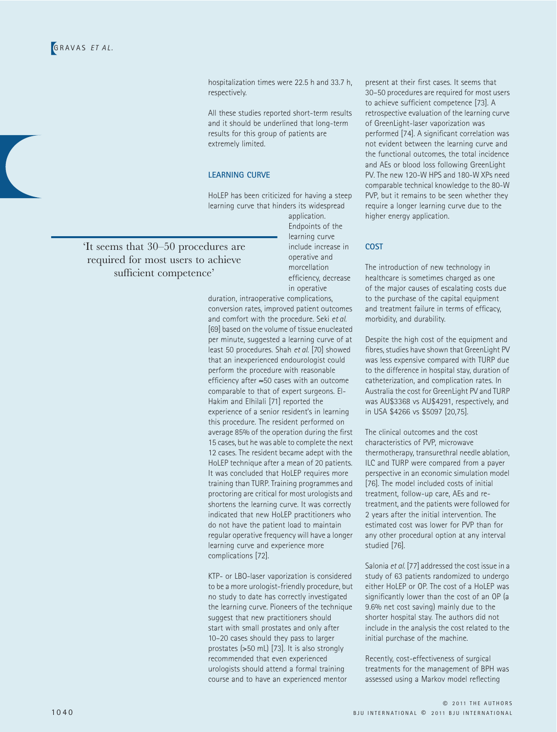hospitalization times were 22.5 h and 33.7 h, respectively.

All these studies reported short-term results and it should be underlined that long-term results for this group of patients are extremely limited.

## LEARNING CURVE

HoLEP has been criticized for having a steep learning curve that hinders its widespread application. Endpoints of the learning curve include increase in operative and morcellation efficiency, decrease in operative duration, intraoperative complications, conversion rates, improved patient outcomes and comfort with the procedure. Seki *et al.* [69] based on the volume of tissue enucleated per minute, suggested a learning curve of at least 50 procedures. Shah *et al.* [70] showed that an inexperienced endourologist could perform the procedure with reasonable efficiency after ≈50 cases with an outcome comparable to that of expert surgeons. El-Hakim and Elhilali [71] reported the experience of a senior resident's in learning this procedure. The resident performed on average 85% of the operation during the first 15 cases, but he was able to complete the next 12 cases. The resident became adept with the HoLEP technique after a mean of 20 patients. It was concluded that HoLEP requires more training than TURP. Training programmes and proctoring are critical for most urologists and shortens the learning curve. It was correctly indicated that new HoLEP practitioners who do not have the patient load to maintain regular operative frequency will have a longer learning curve and experience more complications [72].

'It seems that 30–50 procedures are required for most users to achieve sufficient competence'

KTP- or LBO-laser vaporization is considered to be a more urologist-friendly procedure, but no study to date has correctly investigated the learning curve. Pioneers of the technique suggest that new practitioners should start with small prostates and only after 10–20 cases should they pass to larger prostates (>50 mL) [73]. It is also strongly recommended that even experienced urologists should attend a formal training course and to have an experienced mentor present at their first cases. It seems that 30–50 procedures are required for most users to achieve sufficient competence [73]. A retrospective evaluation of the learning curve of GreenLight-laser vaporization was performed [74]. A significant correlation was not evident between the learning curve and the functional outcomes, the total incidence and AEs or blood loss following GreenLight PV. The new 120-W HPS and 180-W XPs need comparable technical knowledge to the 80-W PVP, but it remains to be seen whether they require a longer learning curve due to the higher energy application.

## COST

The introduction of new technology in healthcare is sometimes charged as one of the major causes of escalating costs due to the purchase of the capital equipment and treatment failure in terms of efficacy, morbidity, and durability.

Despite the high cost of the equipment and fibres, studies have shown that GreenLight PV was less expensive compared with TURP due to the difference in hospital stay, duration of catheterization, and complication rates. In Australia the cost for GreenLight PV and TURP was AU$3368 vs AU$4291, respectively, and in USA $4266 vs $5097 [20,75].

The clinical outcomes and the cost characteristics of PVP, microwave thermotherapy, transurethral needle ablation, ILC and TURP were compared from a payer perspective in an economic simulation model [76]. The model included costs of initial treatment, follow-up care, AEs and re-treatment, and the patients were followed for 2 years after the initial intervention. The estimated cost was lower for PVP than for any other procedural option at any interval studied [76].

Salonia *et al.* [77] addressed the cost issue in a study of 63 patients randomized to undergo either HoLEP or OP. The cost of a HoLEP was significantly lower than the cost of an OP (a 9.6% net cost saving) mainly due to the shorter hospital stay. The authors did not include in the analysis the cost related to the initial purchase of the machine.

Recently, cost-effectiveness of surgical treatments for the management of BPH was assessed using a Markov model reflecting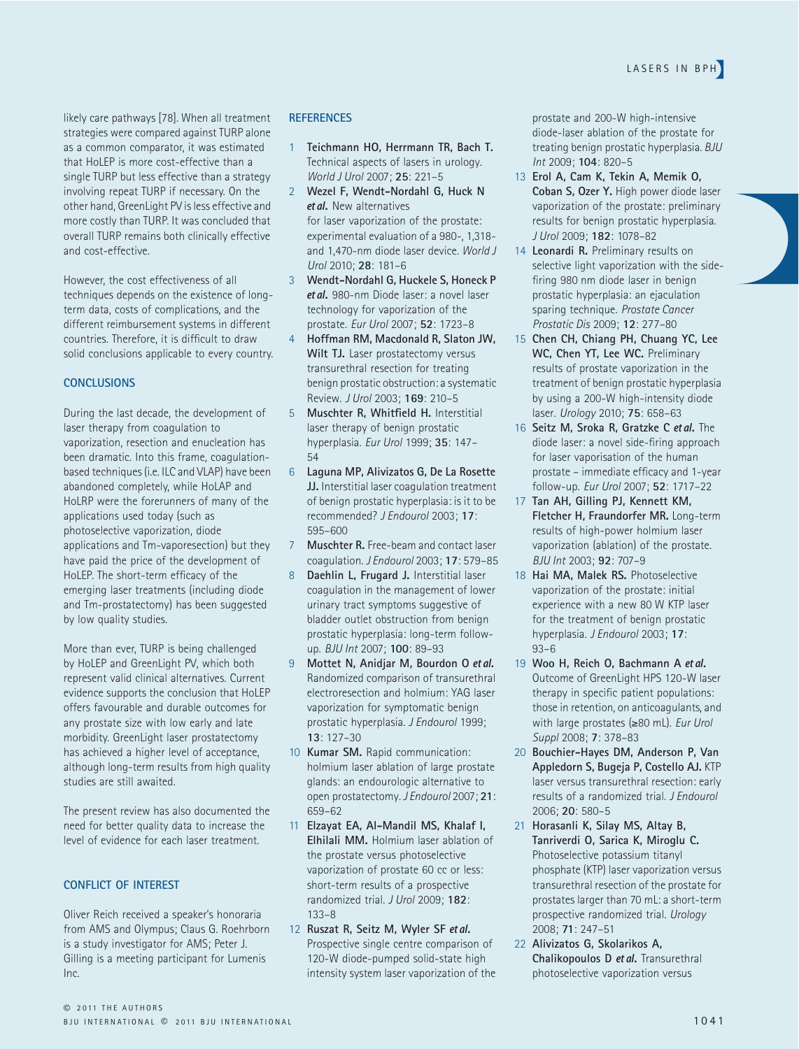likely care pathways [78]. When all treatment strategies were compared against TURP alone as a common comparator, it was estimated that HoLEP is more cost-effective than a single TURP but less effective than a strategy involving repeat TURP if necessary. On the other hand, GreenLight PV is less effective and more costly than TURP. It was concluded that overall TURP remains both clinically effective and cost-effective.

However, the cost effectiveness of all techniques depends on the existence of long-term data, costs of complications, and the different reimbursement systems in different countries. Therefore, it is difficult to draw solid conclusions applicable to every country.

## CONCLUSIONS

During the last decade, the development of laser therapy from coagulation to vaporization, resection and enucleation has been dramatic. Into this frame, coagulation-based techniques (i.e. ILC and VLAP) have been abandoned completely, while HoLAP and HoLRP were the forerunners of many of the applications used today (such as photoselective vaporization, diode applications and Tm-vaporesection) but they have paid the price of the development of HoLEP. The short-term efficacy of the emerging laser treatments (including diode and Tm-prostatectomy) has been suggested by low quality studies.

More than ever, TURP is being challenged by HoLEP and GreenLight PV, which both represent valid clinical alternatives. Current evidence supports the conclusion that HoLEP offers favourable and durable outcomes for any prostate size with low early and late morbidity. GreenLight laser prostatectomy has achieved a higher level of acceptance, although long-term results from high quality studies are still awaited.

The present review has also documented the need for better quality data to increase the level of evidence for each laser treatment.

## CONFLICT OF INTEREST

Oliver Reich received a speaker's honoraria from AMS and Olympus; Claus G. Roehrborn is a study investigator for AMS; Peter J. Gilling is a meeting participant for Lumenis Inc.

## REFERENCES

1. **Teichmann HO, Herrmann TR, Bach T.** Technical aspects of lasers in urology. *World J Urol* 2007; **25**: 221–5
2. **Wezel F, Wendt-Nordahl G, Huck N *et al.*** New alternatives for laser vaporization of the prostate: experimental evaluation of a 980-, 1,318- and 1,470-nm diode laser device. *World J Urol* 2010; **28**: 181–6
3. **Wendt-Nordahl G, Huckele S, Honeck P *et al.*** 980-nm Diode laser: a novel laser technology for vaporization of the prostate. *Eur Urol* 2007; **52**: 1723–8
4. **Hoffman RM, Macdonald R, Slaton JW, Wilt TJ.** Laser prostatectomy versus transurethral resection for treating benign prostatic obstruction: a systematic Review. *J Urol* 2003; **169**: 210–5
5. **Muschter R, Whitfield H.** Interstitial laser therapy of benign prostatic hyperplasia. *Eur Urol* 1999; **35**: 147–54
6. **Laguna MP, Alivizatos G, De La Rosette JJ.** Interstitial laser coagulation treatment of benign prostatic hyperplasia: is it to be recommended? *J Endourol* 2003; **17**: 595–600
7. **Muschter R.** Free-beam and contact laser coagulation. *J Endourol* 2003; **17**: 579–85
8. **Daehlin L, Frugard J.** Interstitial laser coagulation in the management of lower urinary tract symptoms suggestive of bladder outlet obstruction from benign prostatic hyperplasia: long-term follow-up. *BJU Int* 2007; **100**: 89–93
9. **Mottet N, Anidjar M, Bourdon O *et al.*** Randomized comparison of transurethral electroresection and holmium: YAG laser vaporization for symptomatic benign prostatic hyperplasia. *J Endourol* 1999; **13**: 127–30
10. **Kumar SM.** Rapid communication: holmium laser ablation of large prostate glands: an endourologic alternative to open prostatectomy. *J Endourol* 2007; **21**: 659–62
11. **Elzayat EA, Al-Mandil MS, Khalaf I, Elhilali MM.** Holmium laser ablation of the prostate versus photoselective vaporization of prostate 60 cc or less: short-term results of a prospective randomized trial. *J Urol* 2009; **182**: 133–8
12. **Ruszat R, Seitz M, Wyler SF *et al.*** Prospective single centre comparison of 120-W diode-pumped solid-state high intensity system laser vaporization of the prostate and 200-W high-intensive diode-laser ablation of the prostate for treating benign prostatic hyperplasia. *BJU Int* 2009; **104**: 820–5
13. **Erol A, Cam K, Tekin A, Memik O, Coban S, Ozer Y.** High power diode laser vaporization of the prostate: preliminary results for benign prostatic hyperplasia. *J Urol* 2009; **182**: 1078–82
14. **Leonardi R.** Preliminary results on selective light vaporization with the side-firing 980 nm diode laser in benign prostatic hyperplasia: an ejaculation sparing technique. *Prostate Cancer Prostatic Dis* 2009; **12**: 277–80
15. **Chen CH, Chiang PH, Chuang YC, Lee WC, Chen YT, Lee WC.** Preliminary results of prostate vaporization in the treatment of benign prostatic hyperplasia by using a 200-W high-intensity diode laser. *Urology* 2010; **75**: 658–63
16. **Seitz M, Sroka R, Gratzke C *et al.*** The diode laser: a novel side-firing approach for laser vaporisation of the human prostate – immediate efficacy and 1-year follow-up. *Eur Urol* 2007; **52**: 1717–22
17. **Tan AH, Gilling PJ, Kennett KM, Fletcher H, Fraundorfer MR.** Long-term results of high-power holmium laser vaporization (ablation) of the prostate. *BJU Int* 2003; **92**: 707–9
18. **Hai MA, Malek RS.** Photoselective vaporization of the prostate: initial experience with a new 80 W KTP laser for the treatment of benign prostatic hyperplasia. *J Endourol* 2003; **17**: 93–6
19. **Woo H, Reich O, Bachmann A *et al.*** Outcome of GreenLight HPS 120-W laser therapy in specific patient populations: those in retention, on anticoagulants, and with large prostates (≥80 mL). *Eur Urol Suppl* 2008; **7**: 378–83
20. **Bouchier-Hayes DM, Anderson P, Van Appledorn S, Bugeja P, Costello AJ.** KTP laser versus transurethral resection: early results of a randomized trial. *J Endourol* 2006; **20**: 580–5
21. **Horasanli K, Silay MS, Altay B, Tanriverdi O, Sarica K, Miroglu C.** Photoselective potassium titanyl phosphate (KTP) laser vaporization versus transurethral resection of the prostate for prostates larger than 70 mL: a short-term prospective randomized trial. *Urology* 2008; **71**: 247–51
22. **Alivizatos G, Skolarikos A, Chalikopoulos D *et al.*** Transurethral photoselective vaporization versus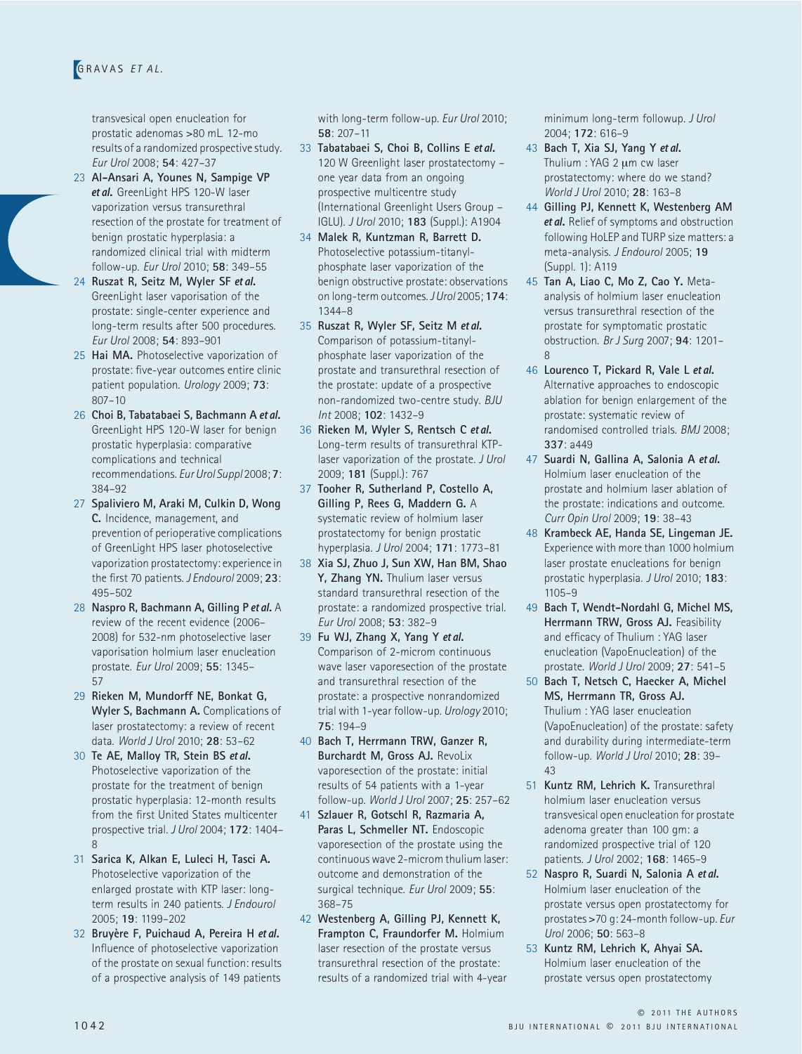transvesical open enucleation for prostatic adenomas >80 mL. 12-mo results of a randomized prospective study. *Eur Urol* 2008; **54**: 427–37

23 **Al-Ansari A, Younes N, Sampige VP *et al.*** GreenLight HPS 120-W laser vaporization versus transurethral resection of the prostate for treatment of benign prostatic hyperplasia: a randomized clinical trial with midterm follow-up. *Eur Urol* 2010; **58**: 349–55

24 **Ruszat R, Seitz M, Wyler SF *et al.*** GreenLight laser vaporisation of the prostate: single-center experience and long-term results after 500 procedures. *Eur Urol* 2008; **54**: 893–901

25 **Hai MA.** Photoselective vaporization of prostate: five-year outcomes entire clinic patient population. *Urology* 2009; **73**: 807–10

26 **Choi B, Tabatabaei S, Bachmann A *et al.*** GreenLight HPS 120-W laser for benign prostatic hyperplasia: comparative complications and technical recommendations. *Eur Urol Suppl* 2008; **7**: 384–92

27 **Spaliviero M, Araki M, Culkin D, Wong C.** Incidence, management, and prevention of perioperative complications of GreenLight HPS laser photoselective vaporization prostatectomy: experience in the first 70 patients. *J Endourol* 2009; **23**: 495–502

28 **Naspro R, Bachmann A, Gilling P *et al.*** A review of the recent evidence (2006–2008) for 532-nm photoselective laser vaporisation holmium laser enucleation prostate. *Eur Urol* 2009; **55**: 1345–57

29 **Rieken M, Mundorff NE, Bonkat G, Wyler S, Bachmann A.** Complications of laser prostatectomy: a review of recent data. *World J Urol* 2010; **28**: 53–62

30 **Te AE, Malloy TR, Stein BS *et al.*** Photoselective vaporization of the prostate for the treatment of benign prostatic hyperplasia: 12-month results from the first United States multicenter prospective trial. *J Urol* 2004; **172**: 1404–8

31 **Sarica K, Alkan E, Luleci H, Tasci A.** Photoselective vaporization of the enlarged prostate with KTP laser: long-term results in 240 patients. *J Endourol* 2005; **19**: 1199–202

32 **Bruyère F, Puichaud A, Pereira H *et al.*** Influence of photoselective vaporization of the prostate on sexual function: results of a prospective analysis of 149 patients with long-term follow-up. *Eur Urol* 2010; **58**: 207–11

33 **Tabatabaei S, Choi B, Collins E *et al.*** 120 W Greenlight laser prostatectomy – one year data from an ongoing prospective multicentre study (International Greenlight Users Group – IGLU). *J Urol* 2010; **183** (Suppl.): A1904

34 **Malek R, Kuntzman R, Barrett D.** Photoselective potassium-titanyl-phosphate laser vaporization of the benign obstructive prostate: observations on long-term outcomes. *J Urol* 2005; **174**: 1344–8

35 **Ruszat R, Wyler SF, Seitz M *et al.*** Comparison of potassium-titanyl-phosphate laser vaporization of the prostate and transurethral resection of the prostate: update of a prospective non-randomized two-centre study. *BJU Int* 2008; **102**: 1432–9

36 **Rieken M, Wyler S, Rentsch C *et al.*** Long-term results of transurethral KTP-laser vaporization of the prostate. *J Urol* 2009; **181** (Suppl.): 767

37 **Tooher R, Sutherland P, Costello A, Gilling P, Rees G, Maddern G.** A systematic review of holmium laser prostatectomy for benign prostatic hyperplasia. *J Urol* 2004; **171**: 1773–81

38 **Xia SJ, Zhuo J, Sun XW, Han BM, Shao Y, Zhang YN.** Thulium laser versus standard transurethral resection of the prostate: a randomized prospective trial. *Eur Urol* 2008; **53**: 382–9

39 **Fu WJ, Zhang X, Yang Y *et al.*** Comparison of 2-microm continuous wave laser vaporesection of the prostate and transurethral resection of the prostate: a prospective nonrandomized trial with 1-year follow-up. *Urology* 2010; **75**: 194–9

40 **Bach T, Herrmann TRW, Ganzer R, Burchardt M, Gross AJ.** RevoLix vaporesection of the prostate: initial results of 54 patients with a 1-year follow-up. *World J Urol* 2007; **25**: 257–62

41 **Szlauer R, Gotschl R, Razmaria A, Paras L, Schmeller NT.** Endoscopic vaporesection of the prostate using the continuous wave 2-microm thulium laser: outcome and demonstration of the surgical technique. *Eur Urol* 2009; **55**: 368–75

42 **Westenberg A, Gilling PJ, Kennett K, Frampton C, Fraundorfer M.** Holmium laser resection of the prostate versus transurethral resection of the prostate: results of a randomized trial with 4-year minimum long-term followup. *J Urol* 2004; **172**: 616–9

43 **Bach T, Xia SJ, Yang Y *et al.*** Thulium : YAG 2 μm cw laser prostatectomy: where do we stand? *World J Urol* 2010; **28**: 163–8

44 **Gilling PJ, Kennett K, Westenberg AM *et al.*** Relief of symptoms and obstruction following HoLEP and TURP size matters: a meta-analysis. *J Endourol* 2005; **19** (Suppl. 1): A119

45 **Tan A, Liao C, Mo Z, Cao Y.** Meta-analysis of holmium laser enucleation versus transurethral resection of the prostate for symptomatic prostatic obstruction. *Br J Surg* 2007; **94**: 1201–8

46 **Lourenco T, Pickard R, Vale L *et al.*** Alternative approaches to endoscopic ablation for benign enlargement of the prostate: systematic review of randomised controlled trials. *BMJ* 2008; **337**: a449

47 **Suardi N, Gallina A, Salonia A *et al.*** Holmium laser enucleation of the prostate and holmium laser ablation of the prostate: indications and outcome. *Curr Opin Urol* 2009; **19**: 38–43

48 **Krambeck AE, Handa SE, Lingeman JE.** Experience with more than 1000 holmium laser prostate enucleations for benign prostatic hyperplasia. *J Urol* 2010; **183**: 1105–9

49 **Bach T, Wendt-Nordahl G, Michel MS, Herrmann TRW, Gross AJ.** Feasibility and efficacy of Thulium : YAG laser enucleation (VapoEnucleation) of the prostate. *World J Urol* 2009; **27**: 541–5

50 **Bach T, Netsch C, Haecker A, Michel MS, Herrmann TR, Gross AJ.** Thulium : YAG laser enucleation (VapoEnucleation) of the prostate: safety and durability during intermediate-term follow-up. *World J Urol* 2010; **28**: 39–43

51 **Kuntz RM, Lehrich K.** Transurethral holmium laser enucleation versus transvesical open enucleation for prostate adenoma greater than 100 gm: a randomized prospective trial of 120 patients. *J Urol* 2002; **168**: 1465–9

52 **Naspro R, Suardi N, Salonia A *et al.*** Holmium laser enucleation of the prostate versus open prostatectomy for prostates >70 g: 24-month follow-up. *Eur Urol* 2006; **50**: 563–8

53 **Kuntz RM, Lehrich K, Ahyai SA.** Holmium laser enucleation of the prostate versus open prostatectomy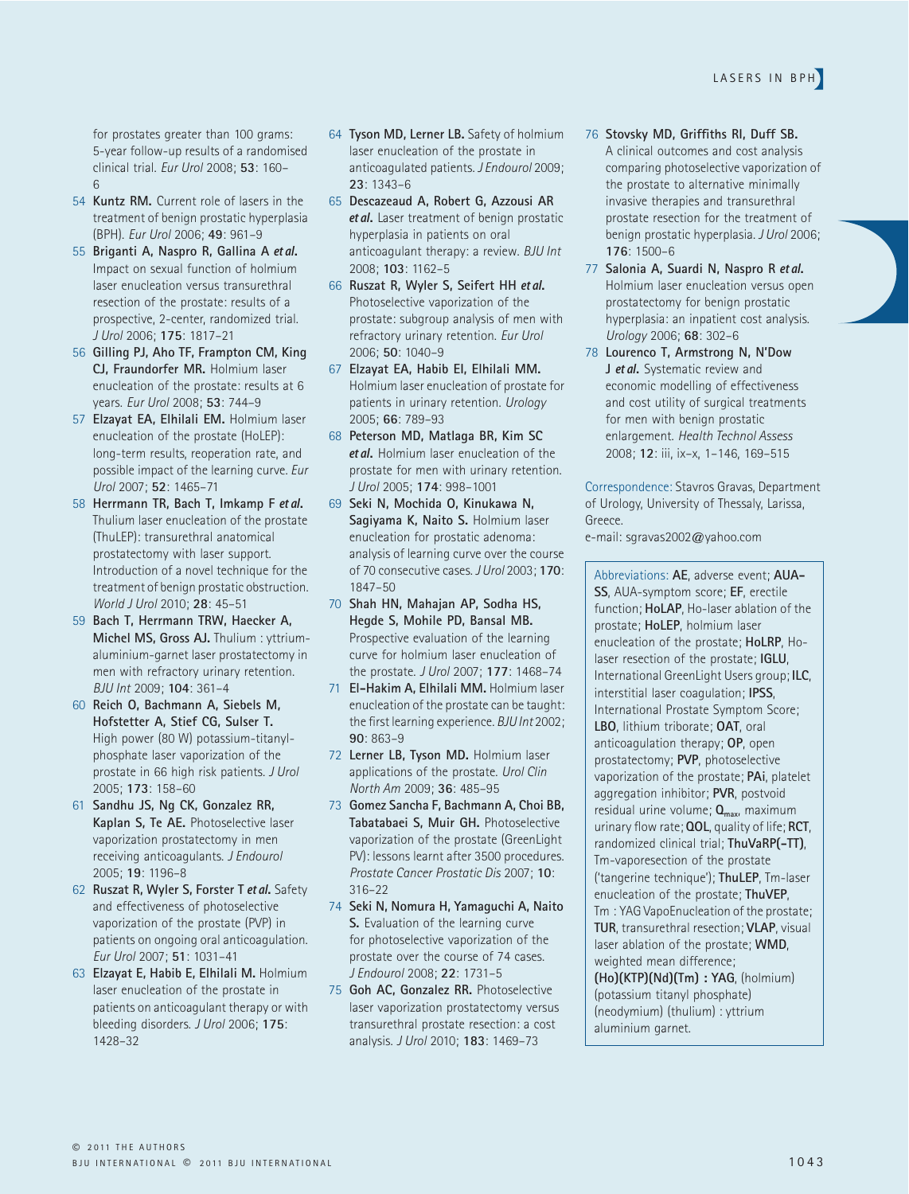for prostates greater than 100 grams: 5-year follow-up results of a randomised clinical trial. *Eur Urol* 2008; **53**: 160–6

54 **Kuntz RM.** Current role of lasers in the treatment of benign prostatic hyperplasia (BPH). *Eur Urol* 2006; **49**: 961–9

55 **Briganti A, Naspro R, Gallina A *et al*.** Impact on sexual function of holmium laser enucleation versus transurethral resection of the prostate: results of a prospective, 2-center, randomized trial. *J Urol* 2006; **175**: 1817–21

56 **Gilling PJ, Aho TF, Frampton CM, King CJ, Fraundorfer MR.** Holmium laser enucleation of the prostate: results at 6 years. *Eur Urol* 2008; **53**: 744–9

57 **Elzayat EA, Elhilali EM.** Holmium laser enucleation of the prostate (HoLEP): long-term results, reoperation rate, and possible impact of the learning curve. *Eur Urol* 2007; **52**: 1465–71

58 **Herrmann TR, Bach T, Imkamp F *et al*.** Thulium laser enucleation of the prostate (ThuLEP): transurethral anatomical prostatectomy with laser support. Introduction of a novel technique for the treatment of benign prostatic obstruction. *World J Urol* 2010; **28**: 45–51

59 **Bach T, Herrmann TRW, Haecker A, Michel MS, Gross AJ.** Thulium : yttrium-aluminium-garnet laser prostatectomy in men with refractory urinary retention. *BJU Int* 2009; **104**: 361–4

60 **Reich O, Bachmann A, Siebels M, Hofstetter A, Stief CG, Sulser T.** High power (80 W) potassium-titanyl-phosphate laser vaporization of the prostate in 66 high risk patients. *J Urol* 2005; **173**: 158–60

61 **Sandhu JS, Ng CK, Gonzalez RR, Kaplan S, Te AE.** Photoselective laser vaporization prostatectomy in men receiving anticoagulants. *J Endourol* 2005; **19**: 1196–8

62 **Ruszat R, Wyler S, Forster T *et al*.** Safety and effectiveness of photoselective vaporization of the prostate (PVP) in patients on ongoing oral anticoagulation. *Eur Urol* 2007; **51**: 1031–41

63 **Elzayat E, Habib E, Elhilali M.** Holmium laser enucleation of the prostate in patients on anticoagulant therapy or with bleeding disorders. *J Urol* 2006; **175**: 1428–32

64 **Tyson MD, Lerner LB.** Safety of holmium laser enucleation of the prostate in anticoagulated patients. *J Endourol* 2009; **23**: 1343–6

65 **Descazeaud A, Robert G, Azzousi AR *et al*.** Laser treatment of benign prostatic hyperplasia in patients on oral anticoagulant therapy: a review. *BJU Int* 2008; **103**: 1162–5

66 **Ruszat R, Wyler S, Seifert HH *et al*.** Photoselective vaporization of the prostate: subgroup analysis of men with refractory urinary retention. *Eur Urol* 2006; **50**: 1040–9

67 **Elzayat EA, Habib EI, Elhilali MM.** Holmium laser enucleation of prostate for patients in urinary retention. *Urology* 2005; **66**: 789–93

68 **Peterson MD, Matlaga BR, Kim SC *et al*.** Holmium laser enucleation of the prostate for men with urinary retention. *J Urol* 2005; **174**: 998–1001

69 **Seki N, Mochida O, Kinukawa N, Sagiyama K, Naito S.** Holmium laser enucleation for prostatic adenoma: analysis of learning curve over the course of 70 consecutive cases. *J Urol* 2003; **170**: 1847–50

70 **Shah HN, Mahajan AP, Sodha HS, Hegde S, Mohile PD, Bansal MB.** Prospective evaluation of the learning curve for holmium laser enucleation of the prostate. *J Urol* 2007; **177**: 1468–74

71 **El-Hakim A, Elhilali MM.** Holmium laser enucleation of the prostate can be taught: the first learning experience. *BJU Int* 2002; **90**: 863–9

72 **Lerner LB, Tyson MD.** Holmium laser applications of the prostate. *Urol Clin North Am* 2009; **36**: 485–95

73 **Gomez Sancha F, Bachmann A, Choi BB, Tabatabaei S, Muir GH.** Photoselective vaporization of the prostate (GreenLight PV): lessons learnt after 3500 procedures. *Prostate Cancer Prostatic Dis* 2007; **10**: 316–22

74 **Seki N, Nomura H, Yamaguchi A, Naito S.** Evaluation of the learning curve for photoselective vaporization of the prostate over the course of 74 cases. *J Endourol* 2008; **22**: 1731–5

75 **Goh AC, Gonzalez RR.** Photoselective laser vaporization prostatectomy versus transurethral prostate resection: a cost analysis. *J Urol* 2010; **183**: 1469–73

76 **Stovsky MD, Griffiths RI, Duff SB.** A clinical outcomes and cost analysis comparing photoselective vaporization of the prostate to alternative minimally invasive therapies and transurethral prostate resection for the treatment of benign prostatic hyperplasia. *J Urol* 2006; **176**: 1500–6

77 **Salonia A, Suardi N, Naspro R *et al*.** Holmium laser enucleation versus open prostatectomy for benign prostatic hyperplasia: an inpatient cost analysis. *Urology* 2006; **68**: 302–6

78 **Lourenco T, Armstrong N, N'Dow J *et al*.** Systematic review and economic modelling of effectiveness and cost utility of surgical treatments for men with benign prostatic enlargement. *Health Technol Assess* 2008; **12**: iii, ix–x, 1–146, 169–515

Correspondence: Stavros Gravas, Department of Urology, University of Thessaly, Larissa, Greece.
e-mail: sgravas2002@yahoo.com

Abbreviations: **AE**, adverse event; **AUA-SS**, AUA-symptom score; **EF**, erectile function; **HoLAP**, Ho-laser ablation of the prostate; **HoLEP**, holmium laser enucleation of the prostate; **HoLRP**, Ho-laser resection of the prostate; **IGLU**, International GreenLight Users group; **ILC**, interstitial laser coagulation; **IPSS**, International Prostate Symptom Score; **LBO**, lithium triborate; **OAT**, oral anticoagulation therapy; **OP**, open prostatectomy; **PVP**, photoselective vaporization of the prostate; **PAi**, platelet aggregation inhibitor; **PVR**, postvoid residual urine volume; **$Q_{max}$**, maximum urinary flow rate; **QOL**, quality of life; **RCT**, randomized clinical trial; **ThuVaRP(-TT)**, Tm-vaporesection of the prostate ('tangerine technique'); **ThuLEP**, Tm-laser enucleation of the prostate; **ThuVEP**, Tm : YAG VapoEnucleation of the prostate; **TUR**, transurethral resection; **VLAP**, visual laser ablation of the prostate; **WMD**, weighted mean difference; **(Ho)(KTP)(Nd)(Tm) : YAG**, (holmium) (potassium titanyl phosphate) (neodymium) (thulium) : yttrium aluminium garnet.